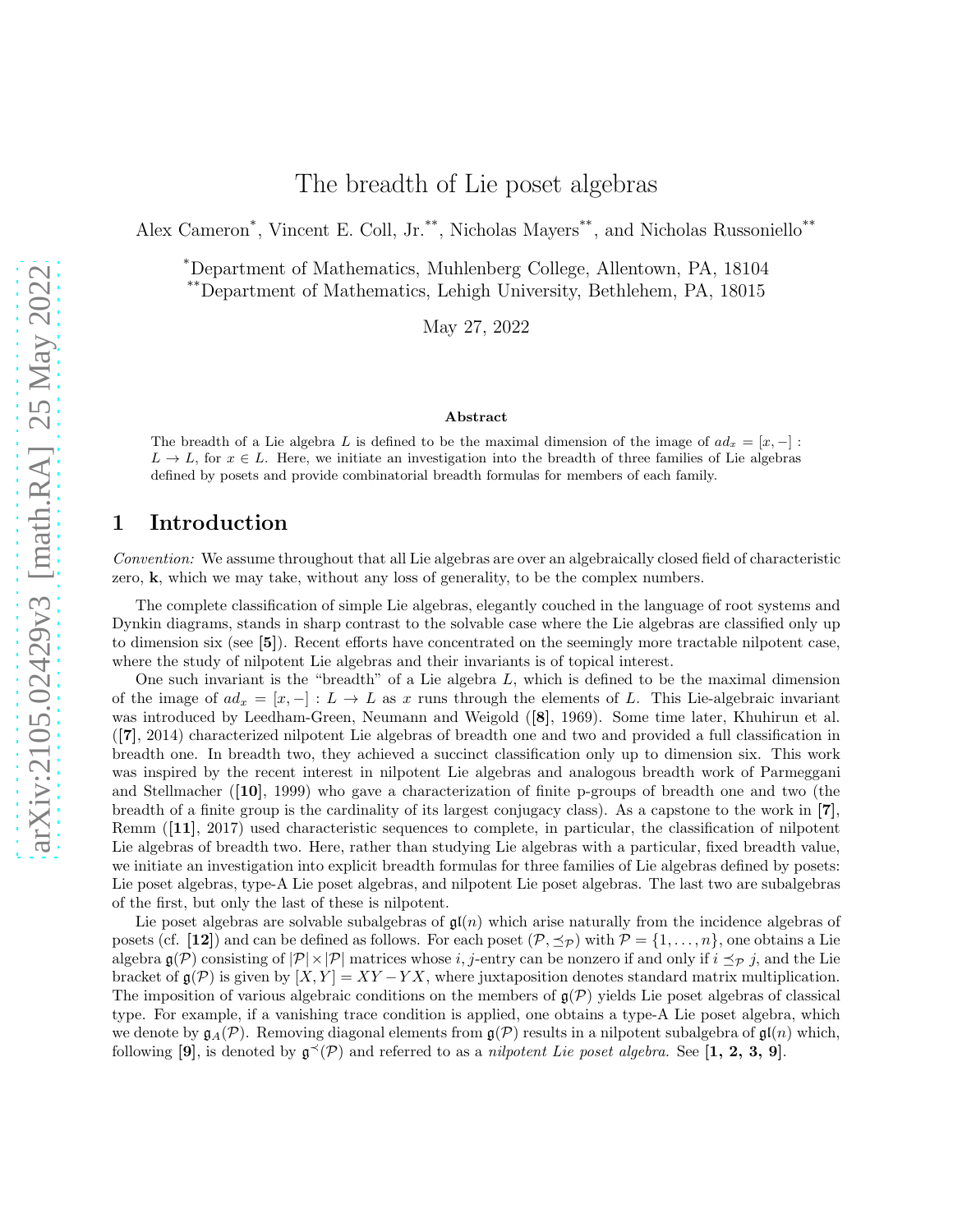# The breadth of Lie poset algebras

Alex Cameron*, Vincent E. Coll, Jr.**, Nicholas Mayers**, and Nicholas Russoniello**

*Department of Mathematics, Muhlenberg College, Allentown, PA, 18104
**Department of Mathematics, Lehigh University, Bethlehem, PA, 18015

May 27, 2022

### Abstract

The breadth of a Lie algebra $L$ is defined to be the maximal dimension of the image of $ad_x = [x, -] : L \to L$, for $x \in L$. Here, we initiate an investigation into the breadth of three families of Lie algebras defined by posets and provide combinatorial breadth formulas for members of each family.

## 1 Introduction

*Convention:* We assume throughout that all Lie algebras are over an algebraically closed field of characteristic zero, $\mathbf{k}$, which we may take, without any loss of generality, to be the complex numbers.

The complete classification of simple Lie algebras, elegantly couched in the language of root systems and Dynkin diagrams, stands in sharp contrast to the solvable case where the Lie algebras are classified only up to dimension six (see [**5**]). Recent efforts have concentrated on the seemingly more tractable nilpotent case, where the study of nilpotent Lie algebras and their invariants is of topical interest.

One such invariant is the "breadth" of a Lie algebra $L$, which is defined to be the maximal dimension of the image of $ad_x = [x, -] : L \to L$ as $x$ runs through the elements of $L$. This Lie-algebraic invariant was introduced by Leedham-Green, Neumann and Weigold ([**8**], 1969). Some time later, Khuhirun et al. ([**7**], 2014) characterized nilpotent Lie algebras of breadth one and two and provided a full classification in breadth one. In breadth two, they achieved a succinct classification only up to dimension six. This work was inspired by the recent interest in nilpotent Lie algebras and analogous breadth work of Parmeggani and Stellmacher ([**10**], 1999) who gave a characterization of finite p-groups of breadth one and two (the breadth of a finite group is the cardinality of its largest conjugacy class). As a capstone to the work in [**7**], Remm ([**11**], 2017) used characteristic sequences to complete, in particular, the classification of nilpotent Lie algebras of breadth two. Here, rather than studying Lie algebras with a particular, fixed breadth value, we initiate an investigation into explicit breadth formulas for three families of Lie algebras defined by posets: Lie poset algebras, type-A Lie poset algebras, and nilpotent Lie poset algebras. The last two are subalgebras of the first, but only the last of these is nilpotent.

Lie poset algebras are solvable subalgebras of $\mathfrak{gl}(n)$ which arise naturally from the incidence algebras of posets (cf. [**12**]) and can be defined as follows. For each poset $(\mathcal{P}, \preceq_{\mathcal{P}})$ with $\mathcal{P} = \{1, \ldots, n\}$, one obtains a Lie algebra $\mathfrak{g}(\mathcal{P})$ consisting of $|\mathcal{P}| \times |\mathcal{P}|$ matrices whose $i, j$-entry can be nonzero if and only if $i \preceq_{\mathcal{P}} j$, and the Lie bracket of $\mathfrak{g}(\mathcal{P})$ is given by $[X, Y] = XY - YX$, where juxtaposition denotes standard matrix multiplication. The imposition of various algebraic conditions on the members of $\mathfrak{g}(\mathcal{P})$ yields Lie poset algebras of classical type. For example, if a vanishing trace condition is applied, one obtains a type-A Lie poset algebra, which we denote by $\mathfrak{g}_A(\mathcal{P})$. Removing diagonal elements from $\mathfrak{g}(\mathcal{P})$ results in a nilpotent subalgebra of $\mathfrak{gl}(n)$ which, following [**9**], is denoted by $\mathfrak{g}^{\prec}(\mathcal{P})$ and referred to as a *nilpotent Lie poset algebra*. See [**1, 2, 3, 9**].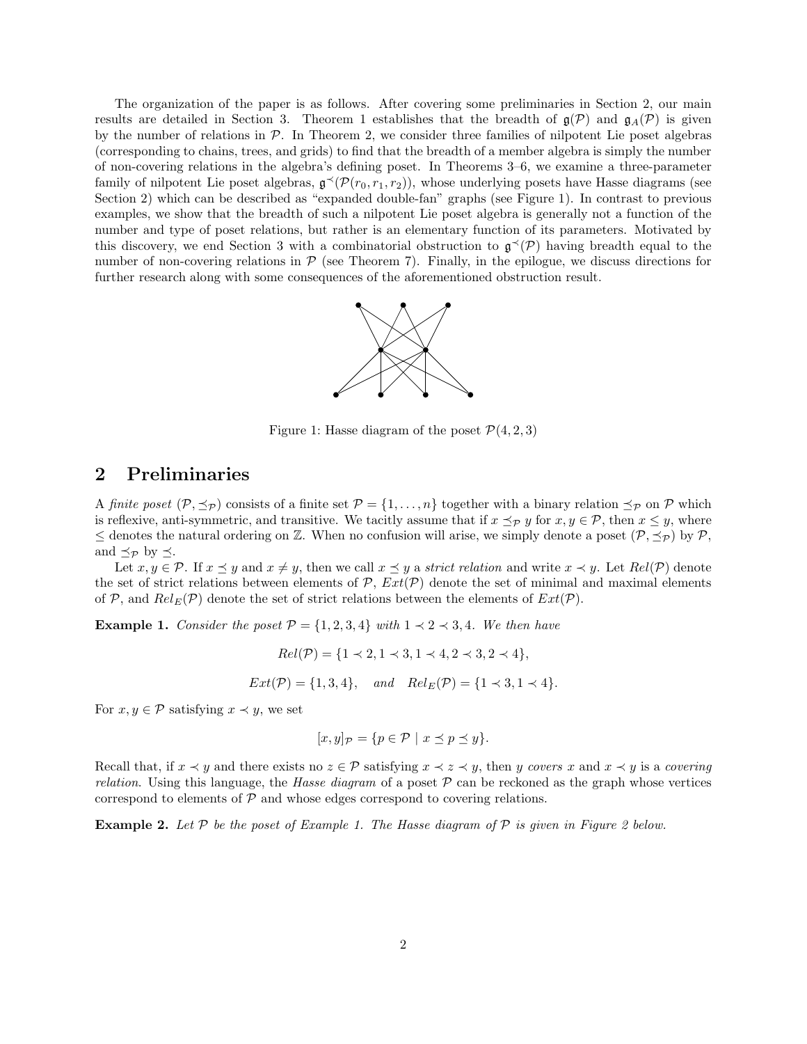The organization of the paper is as follows. After covering some preliminaries in Section 2, our main results are detailed in Section 3. Theorem 1 establishes that the breadth of $\mathfrak{g}(\mathcal{P})$ and $\mathfrak{g}_A(\mathcal{P})$ is given by the number of relations in $\mathcal{P}$. In Theorem 2, we consider three families of nilpotent Lie poset algebras (corresponding to chains, trees, and grids) to find that the breadth of a member algebra is simply the number of non-covering relations in the algebra's defining poset. In Theorems 3–6, we examine a three-parameter family of nilpotent Lie poset algebras, $\mathfrak{g}^{\prec}(\mathcal{P}(r_0, r_1, r_2))$, whose underlying posets have Hasse diagrams (see Section 2) which can be described as "expanded double-fan" graphs (see Figure 1). In contrast to previous examples, we show that the breadth of such a nilpotent Lie poset algebra is generally not a function of the number and type of poset relations, but rather is an elementary function of its parameters. Motivated by this discovery, we end Section 3 with a combinatorial obstruction to $\mathfrak{g}^{\prec}(\mathcal{P})$ having breadth equal to the number of non-covering relations in $\mathcal{P}$ (see Theorem 7). Finally, in the epilogue, we discuss directions for further research along with some consequences of the aforementioned obstruction result.

Figure 1: Hasse diagram of the poset $\mathcal{P}(4, 2, 3)$

## 2 Preliminaries

A *finite poset* $(\mathcal{P}, \preceq_{\mathcal{P}})$ consists of a finite set $\mathcal{P} = \{1, \ldots, n\}$ together with a binary relation $\preceq_{\mathcal{P}}$ on $\mathcal{P}$ which is reflexive, anti-symmetric, and transitive. We tacitly assume that if $x \preceq_{\mathcal{P}} y$ for $x, y \in \mathcal{P}$, then $x \leq y$, where $\leq$ denotes the natural ordering on $\mathbb{Z}$. When no confusion will arise, we simply denote a poset $(\mathcal{P}, \preceq_{\mathcal{P}})$ by $\mathcal{P}$, and $\preceq_{\mathcal{P}}$ by $\preceq$.

Let $x, y \in \mathcal{P}$. If $x \preceq y$ and $x \neq y$, then we call $x \preceq y$ a *strict relation* and write $x \prec y$. Let $Rel(\mathcal{P})$ denote the set of strict relations between elements of $\mathcal{P}$, $Ext(\mathcal{P})$ denote the set of minimal and maximal elements of $\mathcal{P}$, and $Rel_E(\mathcal{P})$ denote the set of strict relations between the elements of $Ext(\mathcal{P})$.

**Example 1.** *Consider the poset $\mathcal{P} = \{1, 2, 3, 4\}$ with $1 \prec 2 \prec 3, 4$. We then have*

$$Rel(\mathcal{P}) = \{1 \prec 2, 1 \prec 3, 1 \prec 4, 2 \prec 3, 2 \prec 4\},$$

$$Ext(\mathcal{P}) = \{1, 3, 4\}, \quad \text{and} \quad Rel_E(\mathcal{P}) = \{1 \prec 3, 1 \prec 4\}.$$

For $x, y \in \mathcal{P}$ satisfying $x \prec y$, we set

$$[x, y]_{\mathcal{P}} = \{p \in \mathcal{P} \mid x \preceq p \preceq y\}.$$

Recall that, if $x \prec y$ and there exists no $z \in \mathcal{P}$ satisfying $x \prec z \prec y$, then $y$ *covers* $x$ and $x \prec y$ is a *covering relation*. Using this language, the *Hasse diagram* of a poset $\mathcal{P}$ can be reckoned as the graph whose vertices correspond to elements of $\mathcal{P}$ and whose edges correspond to covering relations.

**Example 2.** *Let $\mathcal{P}$ be the poset of Example 1. The Hasse diagram of $\mathcal{P}$ is given in Figure 2 below.*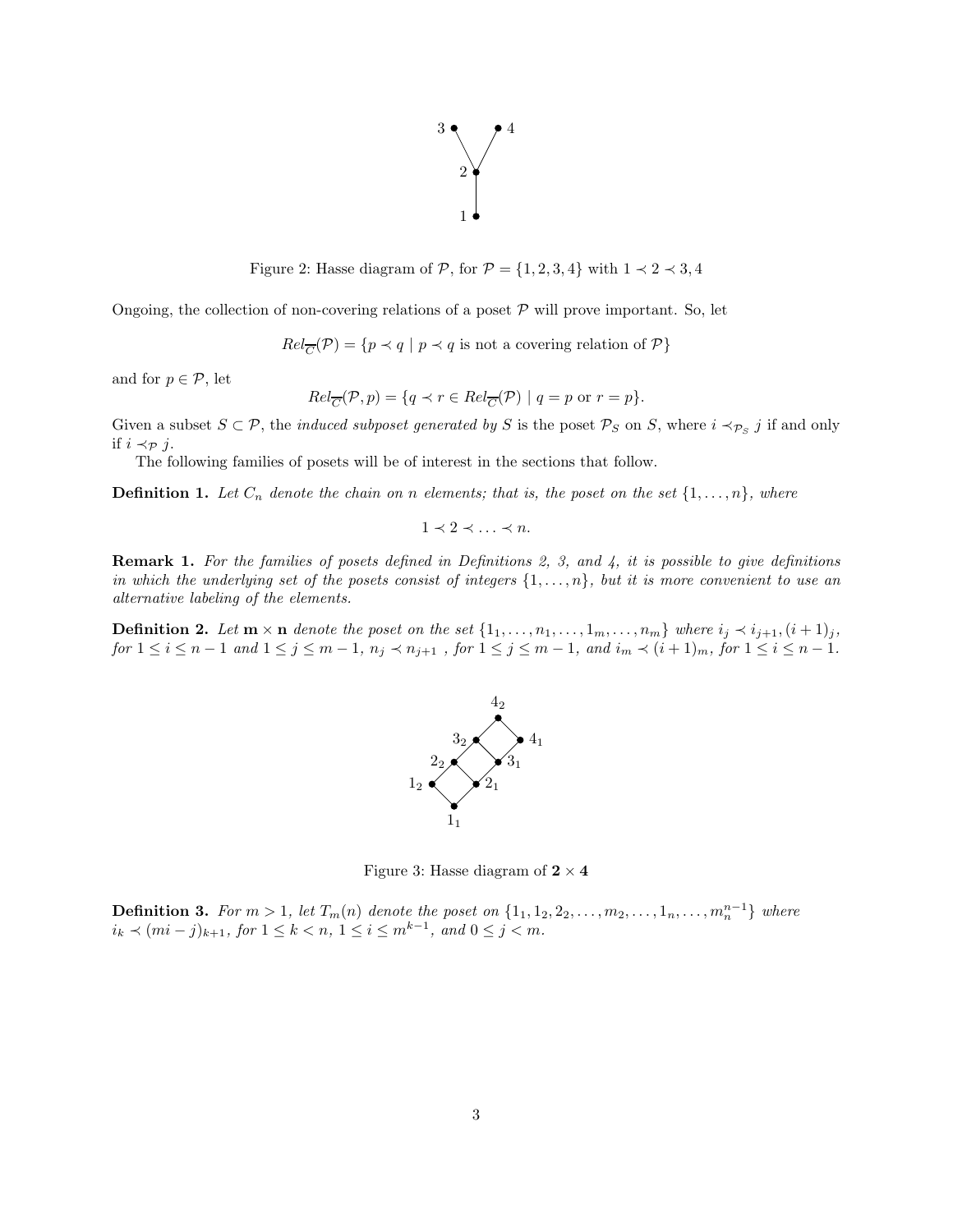Figure 2: Hasse diagram of $\mathcal{P}$, for $\mathcal{P} = \{1, 2, 3, 4\}$ with $1 \prec 2 \prec 3, 4$

Ongoing, the collection of non-covering relations of a poset $\mathcal{P}$ will prove important. So, let

$$Rel_{\overline{C}}(\mathcal{P}) = \{p \prec q \mid p \prec q \text{ is not a covering relation of } \mathcal{P}\}$$

and for $p \in \mathcal{P}$, let

$$Rel_{\overline{C}}(\mathcal{P}, p) = \{q \prec r \in Rel_{\overline{C}}(\mathcal{P}) \mid q = p \text{ or } r = p\}.$$

Given a subset $S \subset \mathcal{P}$, the *induced subposet generated by* $S$ is the poset $\mathcal{P}_S$ on $S$, where $i \prec_{\mathcal{P}_S} j$ if and only if $i \prec_{\mathcal{P}} j$.

The following families of posets will be of interest in the sections that follow.

**Definition 1.** *Let $C_n$ denote the chain on $n$ elements; that is, the poset on the set $\{1, \ldots, n\}$, where*

$$1 \prec 2 \prec \ldots \prec n.$$

**Remark 1.** *For the families of posets defined in Definitions 2, 3, and 4, it is possible to give definitions in which the underlying set of the posets consist of integers $\{1, \ldots, n\}$, but it is more convenient to use an alternative labeling of the elements.*

**Definition 2.** *Let $\mathbf{m} \times \mathbf{n}$ denote the poset on the set $\{1_1, \ldots, n_1, \ldots, 1_m, \ldots, n_m\}$ where $i_j \prec i_{j+1}, (i+1)_j$, for $1 \leq i \leq n-1$ and $1 \leq j \leq m-1$, $n_j \prec n_{j+1}$ , for $1 \leq j \leq m-1$, and $i_m \prec (i+1)_m$, for $1 \leq i \leq n-1$.*

Figure 3: Hasse diagram of $\mathbf{2} \times \mathbf{4}$

**Definition 3.** *For $m > 1$, let $T_m(n)$ denote the poset on $\{1_1, 1_2, 2_2, \ldots, m_2, \ldots, 1_n, \ldots, m_n^{n-1}\}$ where $i_k \prec (mi - j)_{k+1}$, for $1 \leq k < n$, $1 \leq i \leq m^{k-1}$, and $0 \leq j < m$.*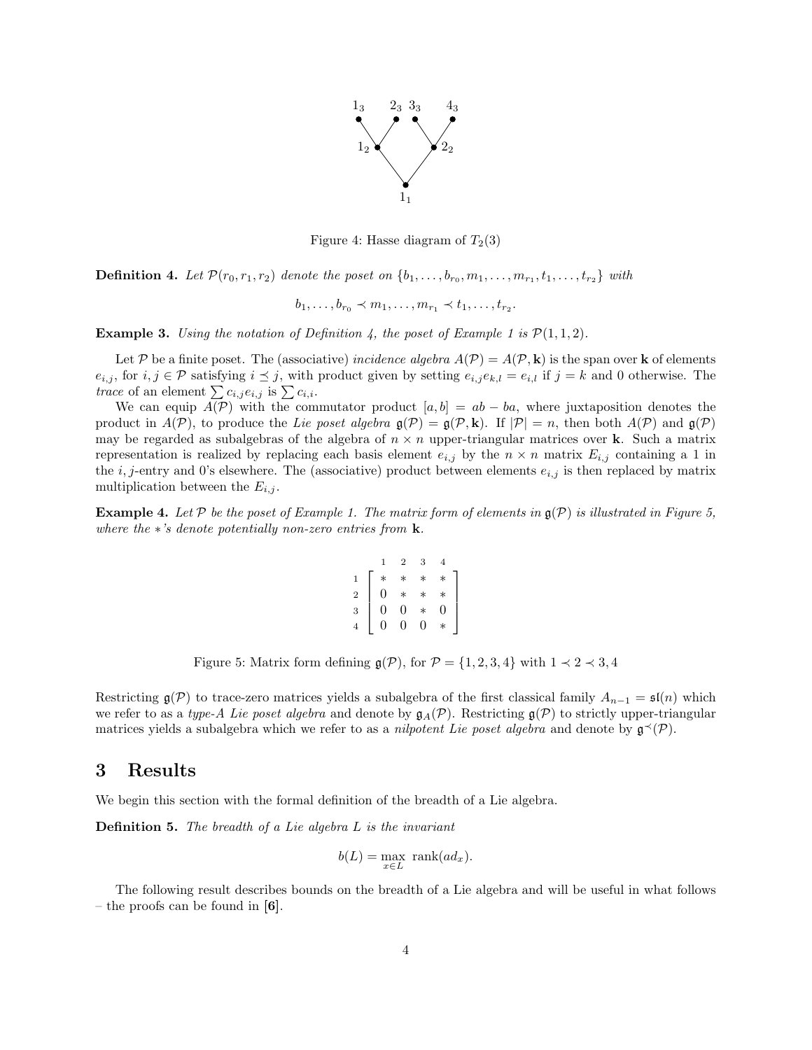Figure 4: Hasse diagram of $T_2(3)$

**Definition 4.** *Let $\mathcal{P}(r_0, r_1, r_2)$ denote the poset on $\{b_1, \dots, b_{r_0}, m_1, \dots, m_{r_1}, t_1, \dots, t_{r_2}\}$ with*

$$b_1, \dots, b_{r_0} \prec m_1, \dots, m_{r_1} \prec t_1, \dots, t_{r_2}.$$

**Example 3.** *Using the notation of Definition 4, the poset of Example 1 is $\mathcal{P}(1, 1, 2)$.*

Let $\mathcal{P}$ be a finite poset. The (associative) *incidence algebra* $A(\mathcal{P}) = A(\mathcal{P}, \mathbf{k})$ is the span over $\mathbf{k}$ of elements $e_{i,j}$, for $i, j \in \mathcal{P}$ satisfying $i \preceq j$, with product given by setting $e_{i,j}e_{k,l} = e_{i,l}$ if $j = k$ and 0 otherwise. The *trace* of an element $\sum c_{i,j}e_{i,j}$ is $\sum c_{i,i}$.

We can equip $A(\mathcal{P})$ with the commutator product $[a, b] = ab - ba$, where juxtaposition denotes the product in $A(\mathcal{P})$, to produce the *Lie poset algebra* $\mathfrak{g}(\mathcal{P}) = \mathfrak{g}(\mathcal{P}, \mathbf{k})$. If $|\mathcal{P}| = n$, then both $A(\mathcal{P})$ and $\mathfrak{g}(\mathcal{P})$ may be regarded as subalgebras of the algebra of $n \times n$ upper-triangular matrices over $\mathbf{k}$. Such a matrix representation is realized by replacing each basis element $e_{i,j}$ by the $n \times n$ matrix $E_{i,j}$ containing a 1 in the $i, j$-entry and 0's elsewhere. The (associative) product between elements $e_{i,j}$ is then replaced by matrix multiplication between the $E_{i,j}$.

**Example 4.** *Let $\mathcal{P}$ be the poset of Example 1. The matrix form of elements in $\mathfrak{g}(\mathcal{P})$ is illustrated in Figure 5, where the $*$'s denote potentially non-zero entries from $\mathbf{k}$.*

$$\begin{array}{c c} & \begin{array}{cccc} 1 & 2 & 3 & 4 \end{array} \\ \begin{array}{c} 1 \\ 2 \\ 3 \\ 4 \end{array} & \left[\begin{array}{cccc} * & * & * & * \\ 0 & * & * & * \\ 0 & 0 & * & 0 \\ 0 & 0 & 0 & * \end{array}\right] \end{array}$$

Figure 5: Matrix form defining $\mathfrak{g}(\mathcal{P})$, for $\mathcal{P} = \{1, 2, 3, 4\}$ with $1 \prec 2 \prec 3, 4$

Restricting $\mathfrak{g}(\mathcal{P})$ to trace-zero matrices yields a subalgebra of the first classical family $A_{n-1} = \mathfrak{sl}(n)$ which we refer to as a *type-A Lie poset algebra* and denote by $\mathfrak{g}_A(\mathcal{P})$. Restricting $\mathfrak{g}(\mathcal{P})$ to strictly upper-triangular matrices yields a subalgebra which we refer to as a *nilpotent Lie poset algebra* and denote by $\mathfrak{g}^{\prec}(\mathcal{P})$.

## 3 Results

We begin this section with the formal definition of the breadth of a Lie algebra.

**Definition 5.** *The breadth of a Lie algebra $L$ is the invariant*

$$b(L) = \max_{x \in L} \text{rank}(ad_x).$$

The following result describes bounds on the breadth of a Lie algebra and will be useful in what follows – the proofs can be found in **[6]**.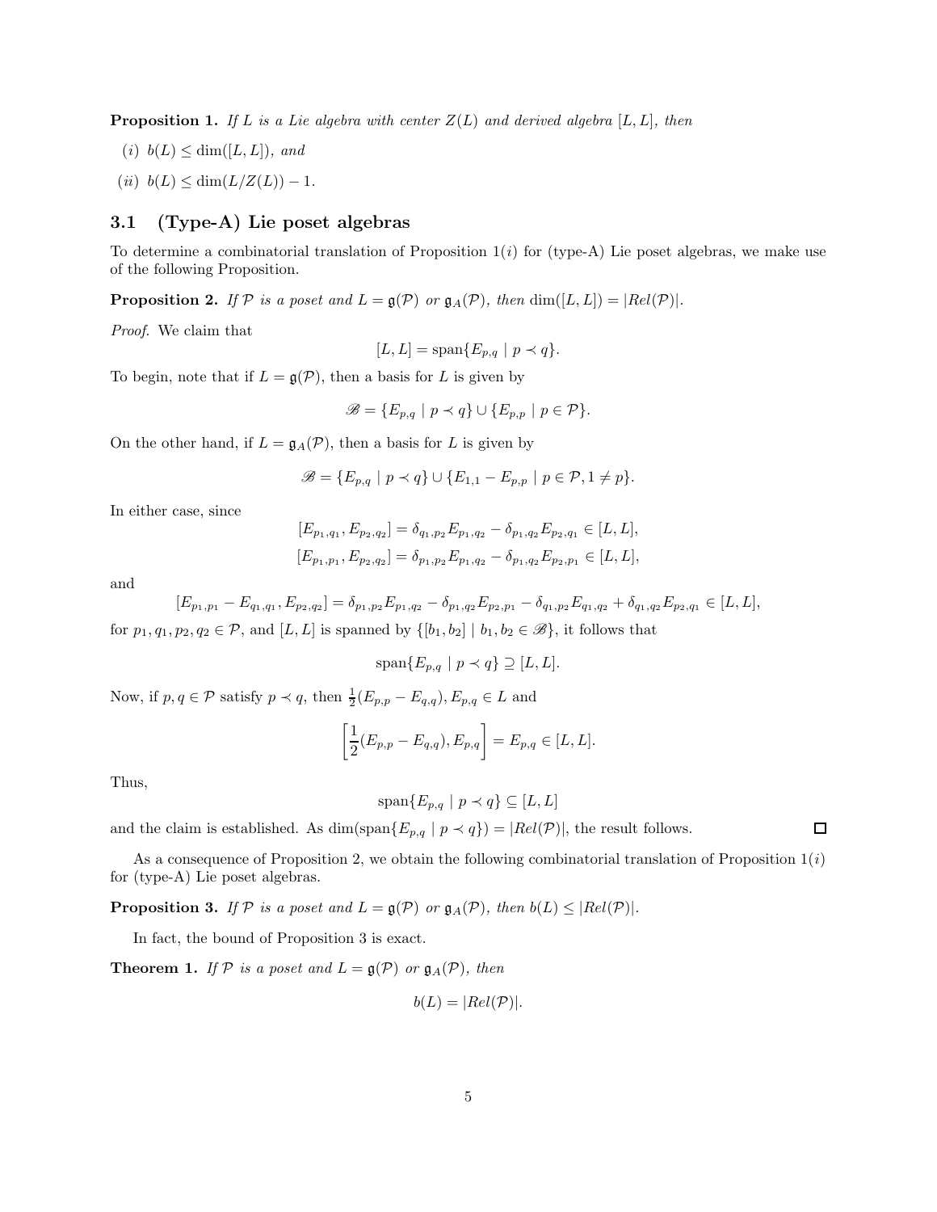**Proposition 1.** *If $L$ is a Lie algebra with center $Z(L)$ and derived algebra $[L,L]$, then*

- $(i)$ $b(L) \leq \dim([L,L])$*, and*
- $(ii)$ $b(L) \leq \dim(L/Z(L)) - 1$.

### 3.1 (Type-A) Lie poset algebras

To determine a combinatorial translation of Proposition 1$(i)$ for (type-A) Lie poset algebras, we make use of the following Proposition.

**Proposition 2.** *If $\mathcal{P}$ is a poset and $L = \mathfrak{g}(\mathcal{P})$ or $\mathfrak{g}_A(\mathcal{P})$, then $\dim([L,L]) = |Rel(\mathcal{P})|$.*

*Proof.* We claim that

$$[L,L] = \text{span}\{E_{p,q} \mid p \prec q\}.$$

To begin, note that if $L = \mathfrak{g}(\mathcal{P})$, then a basis for $L$ is given by

$$\mathscr{B} = \{E_{p,q} \mid p \prec q\} \cup \{E_{p,p} \mid p \in \mathcal{P}\}.$$

On the other hand, if $L = \mathfrak{g}_A(\mathcal{P})$, then a basis for $L$ is given by

$$\mathscr{B} = \{E_{p,q} \mid p \prec q\} \cup \{E_{1,1} - E_{p,p} \mid p \in \mathcal{P}, 1 \neq p\}.$$

In either case, since

$$[E_{p_1,q_1}, E_{p_2,q_2}] = \delta_{q_1,p_2} E_{p_1,q_2} - \delta_{p_1,q_2} E_{p_2,q_1} \in [L,L],$$
$$[E_{p_1,p_1}, E_{p_2,q_2}] = \delta_{p_1,p_2} E_{p_1,q_2} - \delta_{p_1,q_2} E_{p_2,p_1} \in [L,L],$$

and

$$[E_{p_1,p_1} - E_{q_1,q_1}, E_{p_2,q_2}] = \delta_{p_1,p_2} E_{p_1,q_2} - \delta_{p_1,q_2} E_{p_2,p_1} - \delta_{q_1,p_2} E_{q_1,q_2} + \delta_{q_1,q_2} E_{p_2,q_1} \in [L,L],$$

for $p_1, q_1, p_2, q_2 \in \mathcal{P}$, and $[L,L]$ is spanned by $\{[b_1, b_2] \mid b_1, b_2 \in \mathscr{B}\}$, it follows that

$$\text{span}\{E_{p,q} \mid p \prec q\} \supseteq [L,L].$$

Now, if $p, q \in \mathcal{P}$ satisfy $p \prec q$, then $\frac{1}{2}(E_{p,p} - E_{q,q}), E_{p,q} \in L$ and

$$\left[\frac{1}{2}(E_{p,p} - E_{q,q}), E_{p,q}\right] = E_{p,q} \in [L,L].$$

Thus,

$$\text{span}\{E_{p,q} \mid p \prec q\} \subseteq [L,L]$$

and the claim is established. As $\dim(\text{span}\{E_{p,q} \mid p \prec q\}) = |Rel(\mathcal{P})|$, the result follows. ∎

As a consequence of Proposition 2, we obtain the following combinatorial translation of Proposition 1$(i)$ for (type-A) Lie poset algebras.

**Proposition 3.** *If $\mathcal{P}$ is a poset and $L = \mathfrak{g}(\mathcal{P})$ or $\mathfrak{g}_A(\mathcal{P})$, then $b(L) \leq |Rel(\mathcal{P})|$.*

In fact, the bound of Proposition 3 is exact.

**Theorem 1.** *If $\mathcal{P}$ is a poset and $L = \mathfrak{g}(\mathcal{P})$ or $\mathfrak{g}_A(\mathcal{P})$, then*

$$b(L) = |Rel(\mathcal{P})|.$$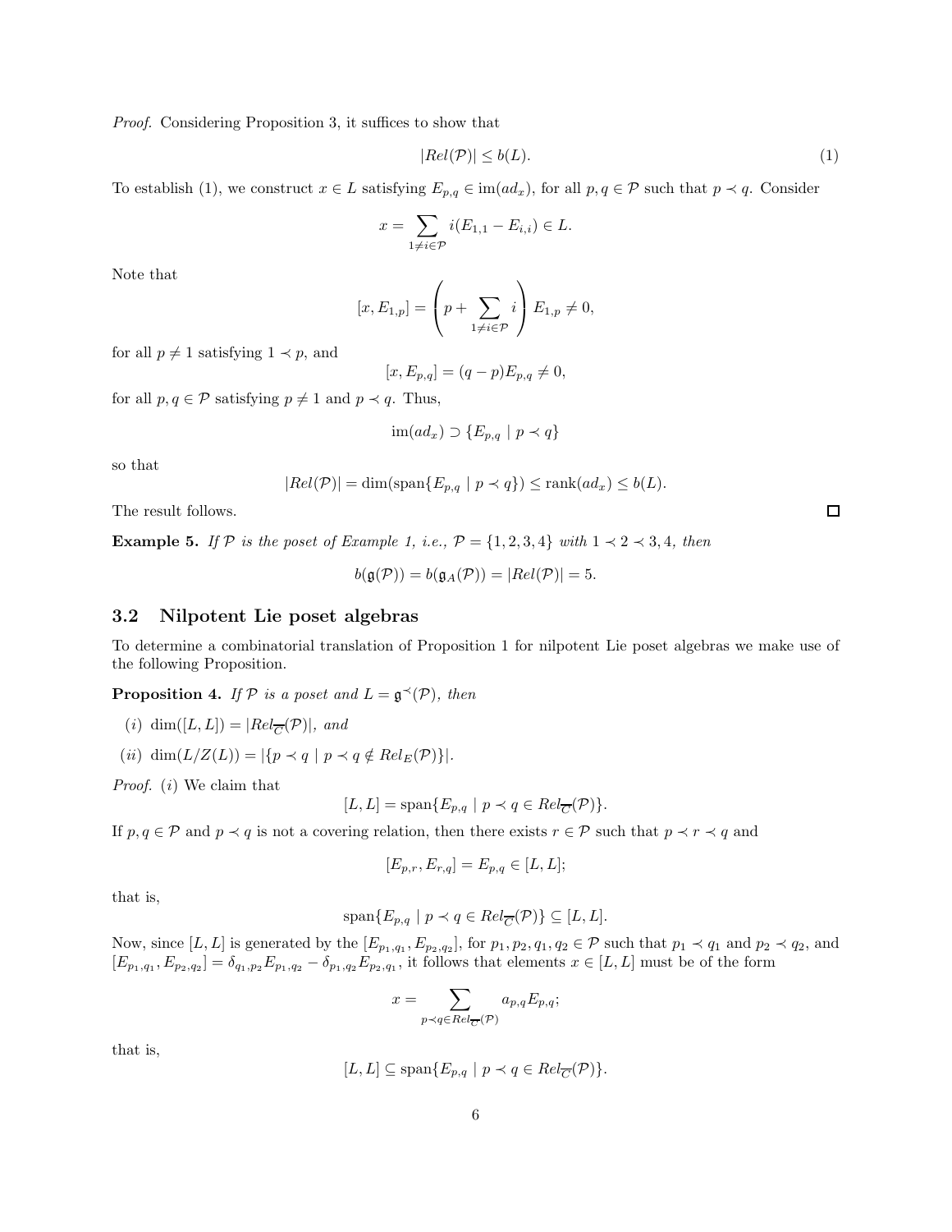*Proof.* Considering Proposition 3, it suffices to show that

$$|Rel(\mathcal{P})| \leq b(L). \tag{1}$$

To establish (1), we construct $x \in L$ satisfying $E_{p,q} \in \text{im}(ad_x)$, for all $p, q \in \mathcal{P}$ such that $p \prec q$. Consider

$$x = \sum_{1 \neq i \in \mathcal{P}} i(E_{1,1} - E_{i,i}) \in L.$$

Note that

$$[x, E_{1,p}] = \left( p + \sum_{1 \neq i \in \mathcal{P}} i \right) E_{1,p} \neq 0,$$

for all $p \neq 1$ satisfying $1 \prec p$, and

$$[x, E_{p,q}] = (q - p)E_{p,q} \neq 0,$$

for all $p, q \in \mathcal{P}$ satisfying $p \neq 1$ and $p \prec q$. Thus,

$$\text{im}(ad_x) \supset \{E_{p,q} \mid p \prec q\}$$

so that

$$|Rel(\mathcal{P})| = \dim(\text{span}\{E_{p,q} \mid p \prec q\}) \leq \text{rank}(ad_x) \leq b(L).$$

The result follows. □

**Example 5.** *If $\mathcal{P}$ is the poset of Example 1, i.e., $\mathcal{P} = \{1, 2, 3, 4\}$ with $1 \prec 2 \prec 3, 4$, then*

$$b(\mathfrak{g}(\mathcal{P})) = b(\mathfrak{g}_A(\mathcal{P})) = |Rel(\mathcal{P})| = 5.$$

## 3.2 Nilpotent Lie poset algebras

To determine a combinatorial translation of Proposition 1 for nilpotent Lie poset algebras we make use of the following Proposition.

**Proposition 4.** *If $\mathcal{P}$ is a poset and $L = \mathfrak{g}^{\prec}(\mathcal{P})$, then*

- $(i)$ $\dim([L, L]) = |Rel_{\overline{C}}(\mathcal{P})|$*, and*
- $(ii)$ $\dim(L/Z(L)) = |\{p \prec q \mid p \prec q \notin Rel_E(\mathcal{P})\}|$.

*Proof.* $(i)$ We claim that

$$[L, L] = \text{span}\{E_{p,q} \mid p \prec q \in Rel_{\overline{C}}(\mathcal{P})\}.$$

If $p, q \in \mathcal{P}$ and $p \prec q$ is not a covering relation, then there exists $r \in \mathcal{P}$ such that $p \prec r \prec q$ and

$$[E_{p,r}, E_{r,q}] = E_{p,q} \in [L, L];$$

that is,

$$\text{span}\{E_{p,q} \mid p \prec q \in Rel_{\overline{C}}(\mathcal{P})\} \subseteq [L, L].$$

Now, since $[L, L]$ is generated by the $[E_{p_1,q_1}, E_{p_2,q_2}]$, for $p_1, p_2, q_1, q_2 \in \mathcal{P}$ such that $p_1 \prec q_1$ and $p_2 \prec q_2$, and $[E_{p_1,q_1}, E_{p_2,q_2}] = \delta_{q_1,p_2} E_{p_1,q_2} - \delta_{p_1,q_2} E_{p_2,q_1}$, it follows that elements $x \in [L, L]$ must be of the form

$$x = \sum_{p \prec q \in Rel_{\overline{C}}(\mathcal{P})} a_{p,q} E_{p,q};$$

that is,

$$[L, L] \subseteq \text{span}\{E_{p,q} \mid p \prec q \in Rel_{\overline{C}}(\mathcal{P})\}.$$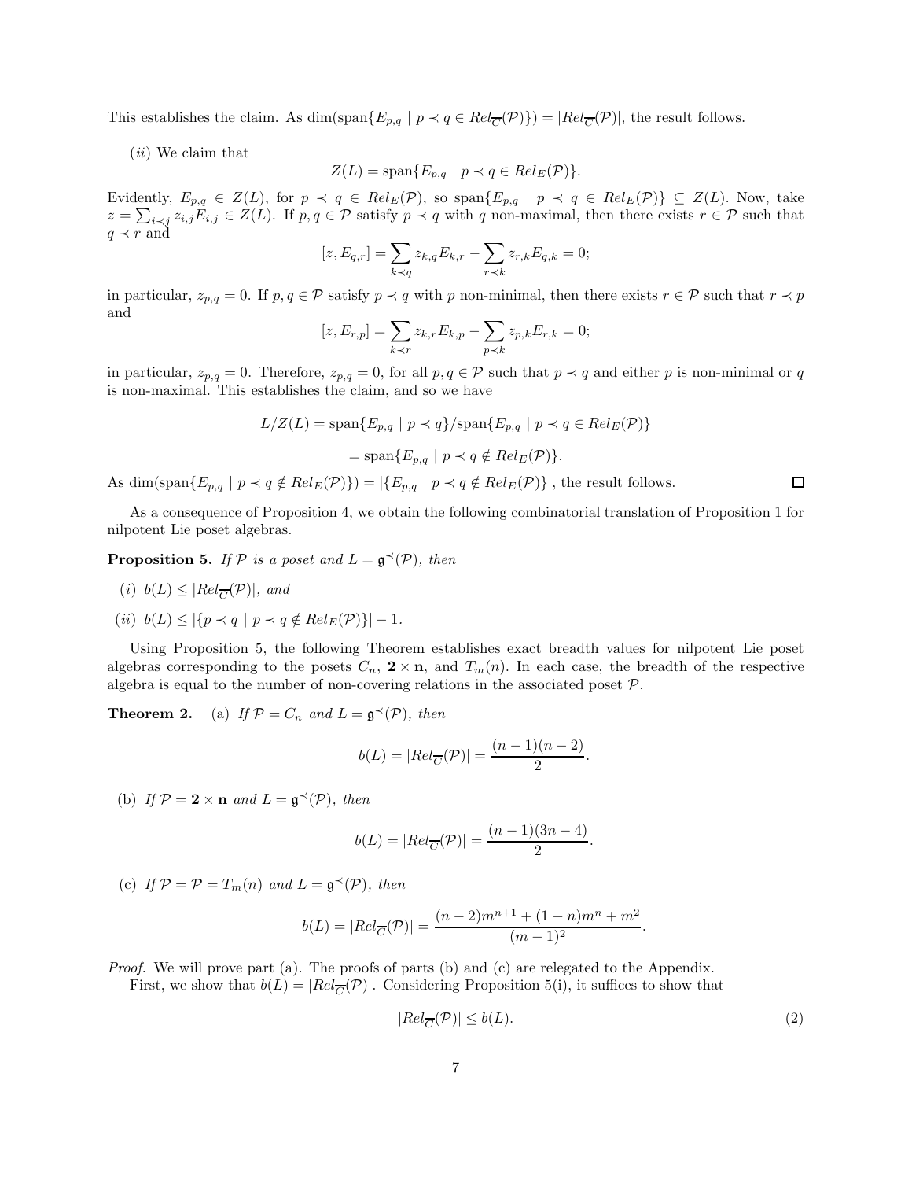This establishes the claim. As $\dim(\text{span}\{E_{p,q} \mid p \prec q \in Rel_{\overline{C}}(\mathcal{P})\}) = |Rel_{\overline{C}}(\mathcal{P})|$, the result follows.

$(ii)$ We claim that

$$Z(L) = \text{span}\{E_{p,q} \mid p \prec q \in Rel_E(\mathcal{P})\}.$$

Evidently, $E_{p,q} \in Z(L)$, for $p \prec q \in Rel_E(\mathcal{P})$, so $\text{span}\{E_{p,q} \mid p \prec q \in Rel_E(\mathcal{P})\} \subseteq Z(L)$. Now, take $z = \sum_{i \prec j} z_{i,j} E_{i,j} \in Z(L)$. If $p, q \in \mathcal{P}$ satisfy $p \prec q$ with $q$ non-maximal, then there exists $r \in \mathcal{P}$ such that $q \prec r$ and

$$[z, E_{q,r}] = \sum_{k \prec q} z_{k,q} E_{k,r} - \sum_{r \prec k} z_{r,k} E_{q,k} = 0;$$

in particular, $z_{p,q} = 0$. If $p, q \in \mathcal{P}$ satisfy $p \prec q$ with $p$ non-minimal, then there exists $r \in \mathcal{P}$ such that $r \prec p$ and

$$[z, E_{r,p}] = \sum_{k \prec r} z_{k,r} E_{k,p} - \sum_{p \prec k} z_{p,k} E_{r,k} = 0;$$

in particular, $z_{p,q} = 0$. Therefore, $z_{p,q} = 0$, for all $p, q \in \mathcal{P}$ such that $p \prec q$ and either $p$ is non-minimal or $q$ is non-maximal. This establishes the claim, and so we have

$$L/Z(L) = \text{span}\{E_{p,q} \mid p \prec q\} / \text{span}\{E_{p,q} \mid p \prec q \in Rel_E(\mathcal{P})\}$$

$$= \text{span}\{E_{p,q} \mid p \prec q \notin Rel_E(\mathcal{P})\}.$$

As $\dim(\text{span}\{E_{p,q} \mid p \prec q \notin Rel_E(\mathcal{P})\}) = |\{E_{p,q} \mid p \prec q \notin Rel_E(\mathcal{P})\}|$, the result follows. $\square$

As a consequence of Proposition 4, we obtain the following combinatorial translation of Proposition 1 for nilpotent Lie poset algebras.

**Proposition 5.** *If $\mathcal{P}$ is a poset and $L = \mathfrak{g}^{\prec}(\mathcal{P})$, then*

- $(i)$ $b(L) \leq |Rel_{\overline{C}}(\mathcal{P})|$*, and*
- $(ii)$ $b(L) \leq |\{p \prec q \mid p \prec q \notin Rel_E(\mathcal{P})\}| - 1$.

Using Proposition 5, the following Theorem establishes exact breadth values for nilpotent Lie poset algebras corresponding to the posets $C_n$, $\mathbf{2} \times \mathbf{n}$, and $T_m(n)$. In each case, the breadth of the respective algebra is equal to the number of non-covering relations in the associated poset $\mathcal{P}$.

**Theorem 2.** (a) *If $\mathcal{P} = C_n$ and $L = \mathfrak{g}^{\prec}(\mathcal{P})$, then*

$$b(L) = |Rel_{\overline{C}}(\mathcal{P})| = \frac{(n-1)(n-2)}{2}.$$

(b) *If $\mathcal{P} = \mathbf{2} \times \mathbf{n}$ and $L = \mathfrak{g}^{\prec}(\mathcal{P})$, then*

$$b(L) = |Rel_{\overline{C}}(\mathcal{P})| = \frac{(n-1)(3n-4)}{2}.$$

(c) *If $\mathcal{P} = \mathcal{P} = T_m(n)$ and $L = \mathfrak{g}^{\prec}(\mathcal{P})$, then*

$$b(L) = |Rel_{\overline{C}}(\mathcal{P})| = \frac{(n-2)m^{n+1} + (1-n)m^n + m^2}{(m-1)^2}.$$

*Proof.* We will prove part (a). The proofs of parts (b) and (c) are relegated to the Appendix.

First, we show that $b(L) = |Rel_{\overline{C}}(\mathcal{P})|$. Considering Proposition 5(i), it suffices to show that

$$|Rel_{\overline{C}}(\mathcal{P})| \leq b(L). \tag{2}$$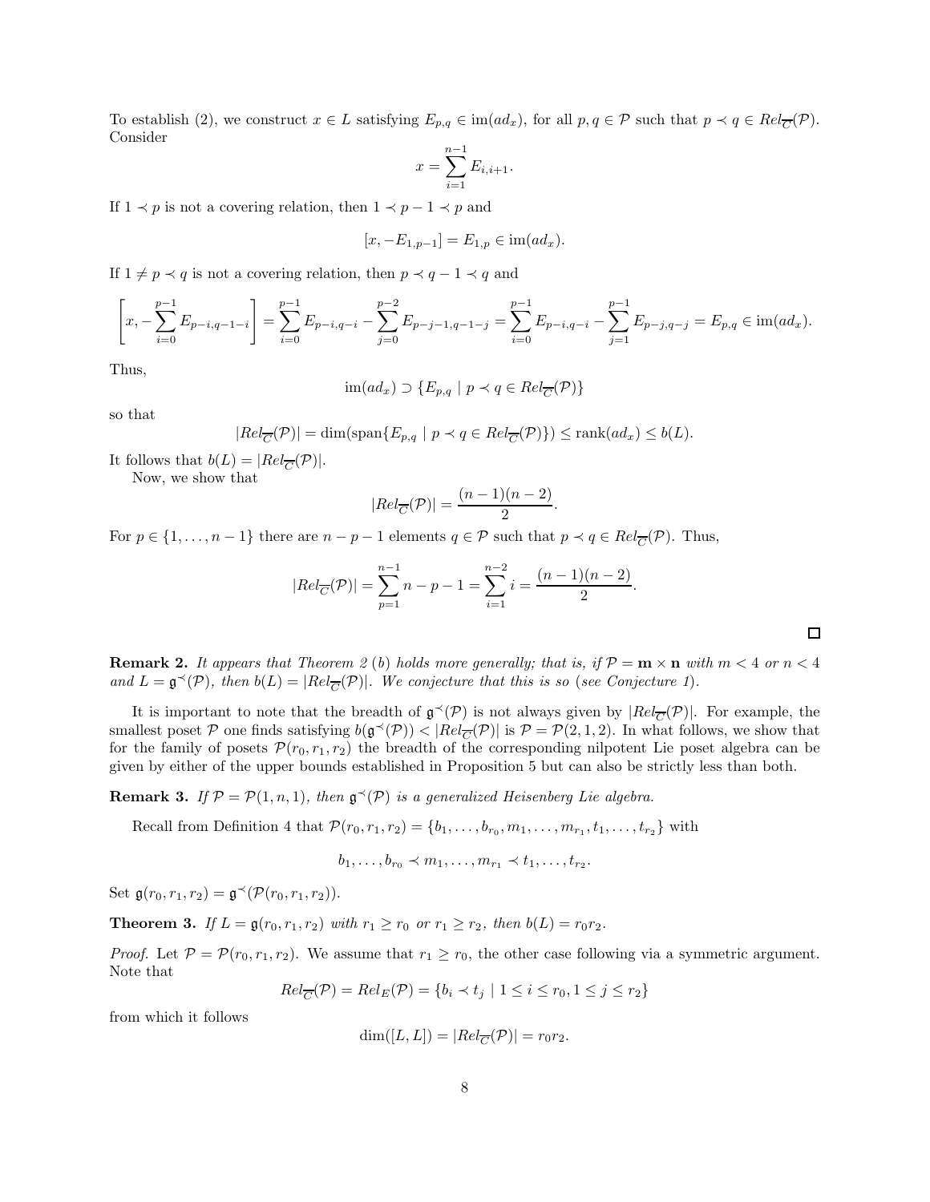To establish (2), we construct $x \in L$ satisfying $E_{p,q} \in \text{im}(ad_x)$, for all $p, q \in \mathcal{P}$ such that $p \prec q \in Rel_{\overline{C}}(\mathcal{P})$. Consider

$$x = \sum_{i=1}^{n-1} E_{i,i+1}.$$

If $1 \prec p$ is not a covering relation, then $1 \prec p-1 \prec p$ and

$$[x, -E_{1,p-1}] = E_{1,p} \in \text{im}(ad_x).$$

If $1 \neq p \prec q$ is not a covering relation, then $p \prec q-1 \prec q$ and

$$\left[x, -\sum_{i=0}^{p-1} E_{p-i,q-1-i}\right] = \sum_{i=0}^{p-1} E_{p-i,q-i} - \sum_{j=0}^{p-2} E_{p-j-1,q-1-j} = \sum_{i=0}^{p-1} E_{p-i,q-i} - \sum_{j=1}^{p-1} E_{p-j,q-j} = E_{p,q} \in \text{im}(ad_x).$$

Thus,

$$\text{im}(ad_x) \supset \{E_{p,q} \mid p \prec q \in Rel_{\overline{C}}(\mathcal{P})\}$$

so that

$$|Rel_{\overline{C}}(\mathcal{P})| = \dim(\text{span}\{E_{p,q} \mid p \prec q \in Rel_{\overline{C}}(\mathcal{P})\}) \leq \text{rank}(ad_x) \leq b(L).$$

It follows that $b(L) = |Rel_{\overline{C}}(\mathcal{P})|$.

Now, we show that

$$|Rel_{\overline{C}}(\mathcal{P})| = \frac{(n-1)(n-2)}{2}.$$

For $p \in \{1, \ldots, n-1\}$ there are $n-p-1$ elements $q \in \mathcal{P}$ such that $p \prec q \in Rel_{\overline{C}}(\mathcal{P})$. Thus,

$$|Rel_{\overline{C}}(\mathcal{P})| = \sum_{p=1}^{n-1} n-p-1 = \sum_{i=1}^{n-2} i = \frac{(n-1)(n-2)}{2}.$$

□

**Remark 2.** *It appears that Theorem 2 (b) holds more generally; that is, if $\mathcal{P} = \mathbf{m} \times \mathbf{n}$ with $m < 4$ or $n < 4$ and $L = \mathfrak{g}^{\prec}(\mathcal{P})$, then $b(L) = |Rel_{\overline{C}}(\mathcal{P})|$. We conjecture that this is so (see Conjecture 1).*

It is important to note that the breadth of $\mathfrak{g}^{\prec}(\mathcal{P})$ is not always given by $|Rel_{\overline{C}}(\mathcal{P})|$. For example, the smallest poset $\mathcal{P}$ one finds satisfying $b(\mathfrak{g}^{\prec}(\mathcal{P})) < |Rel_{\overline{C}}(\mathcal{P})|$ is $\mathcal{P} = \mathcal{P}(2, 1, 2)$. In what follows, we show that for the family of posets $\mathcal{P}(r_0, r_1, r_2)$ the breadth of the corresponding nilpotent Lie poset algebra can be given by either of the upper bounds established in Proposition 5 but can also be strictly less than both.

**Remark 3.** *If $\mathcal{P} = \mathcal{P}(1, n, 1)$, then $\mathfrak{g}^{\prec}(\mathcal{P})$ is a generalized Heisenberg Lie algebra.*

Recall from Definition 4 that $\mathcal{P}(r_0, r_1, r_2) = \{b_1, \ldots, b_{r_0}, m_1, \ldots, m_{r_1}, t_1, \ldots, t_{r_2}\}$ with

$$b_1, \ldots, b_{r_0} \prec m_1, \ldots, m_{r_1} \prec t_1, \ldots, t_{r_2}.$$

Set $\mathfrak{g}(r_0, r_1, r_2) = \mathfrak{g}^{\prec}(\mathcal{P}(r_0, r_1, r_2))$.

**Theorem 3.** *If $L = \mathfrak{g}(r_0, r_1, r_2)$ with $r_1 \geq r_0$ or $r_1 \geq r_2$, then $b(L) = r_0 r_2$.*

*Proof.* Let $\mathcal{P} = \mathcal{P}(r_0, r_1, r_2)$. We assume that $r_1 \geq r_0$, the other case following via a symmetric argument. Note that

$$Rel_{\overline{C}}(\mathcal{P}) = Rel_E(\mathcal{P}) = \{b_i \prec t_j \mid 1 \leq i \leq r_0, 1 \leq j \leq r_2\}$$

from which it follows

$$\dim([L, L]) = |Rel_{\overline{C}}(\mathcal{P})| = r_0 r_2.$$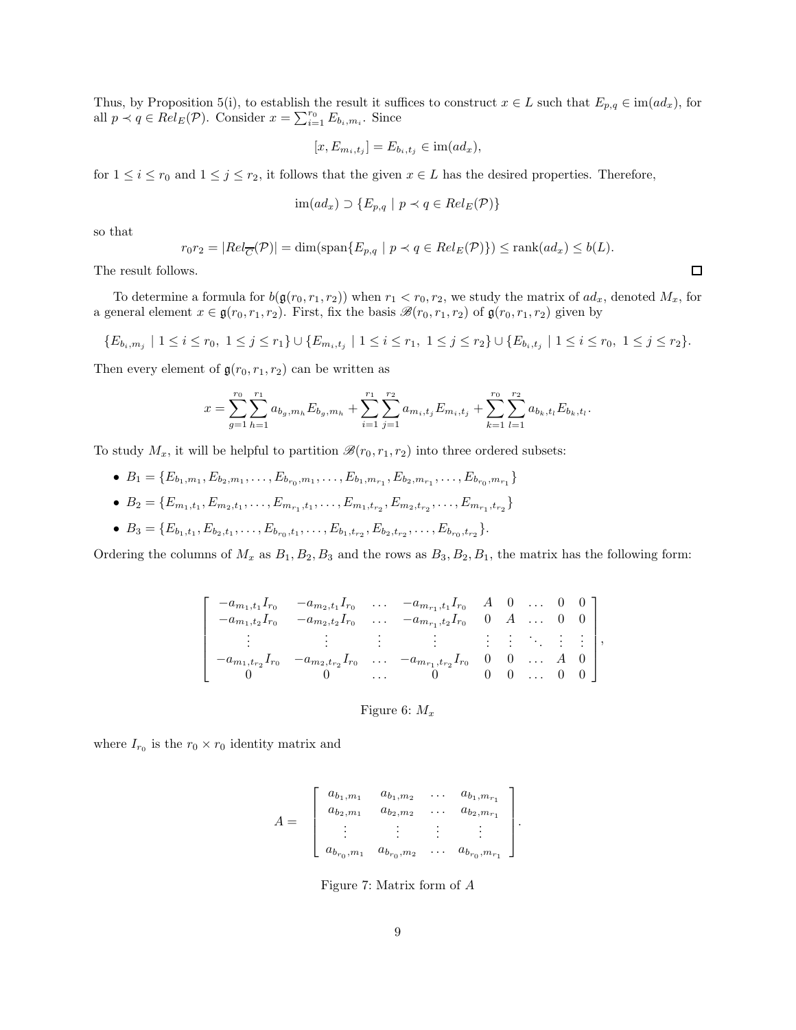Thus, by Proposition 5(i), to establish the result it suffices to construct $x \in L$ such that $E_{p,q} \in \text{im}(ad_x)$, for all $p \prec q \in Rel_E(\mathcal{P})$. Consider $x = \sum_{i=1}^{r_0} E_{b_i,m_i}$. Since

$$[x, E_{m_i,t_j}] = E_{b_i,t_j} \in \text{im}(ad_x),$$

for $1 \leq i \leq r_0$ and $1 \leq j \leq r_2$, it follows that the given $x \in L$ has the desired properties. Therefore,

$$\text{im}(ad_x) \supset \{E_{p,q} \mid p \prec q \in Rel_E(\mathcal{P})\}$$

so that

$$r_0 r_2 = |Rel_{\overline{C}}(\mathcal{P})| = \dim(\text{span}\{E_{p,q} \mid p \prec q \in Rel_E(\mathcal{P})\}) \leq \text{rank}(ad_x) \leq b(L).$$

The result follows. $\square$

To determine a formula for $b(\mathfrak{g}(r_0, r_1, r_2))$ when $r_1 < r_0, r_2$, we study the matrix of $ad_x$, denoted $M_x$, for a general element $x \in \mathfrak{g}(r_0, r_1, r_2)$. First, fix the basis $\mathscr{B}(r_0, r_1, r_2)$ of $\mathfrak{g}(r_0, r_1, r_2)$ given by

$$\{E_{b_i,m_j} \mid 1 \leq i \leq r_0,\ 1 \leq j \leq r_1\} \cup \{E_{m_i,t_j} \mid 1 \leq i \leq r_1,\ 1 \leq j \leq r_2\} \cup \{E_{b_i,t_j} \mid 1 \leq i \leq r_0,\ 1 \leq j \leq r_2\}.$$

Then every element of $\mathfrak{g}(r_0, r_1, r_2)$ can be written as

$$x = \sum_{g=1}^{r_0} \sum_{h=1}^{r_1} a_{b_g,m_h} E_{b_g,m_h} + \sum_{i=1}^{r_1} \sum_{j=1}^{r_2} a_{m_i,t_j} E_{m_i,t_j} + \sum_{k=1}^{r_0} \sum_{l=1}^{r_2} a_{b_k,t_l} E_{b_k,t_l}.$$

To study $M_x$, it will be helpful to partition $\mathscr{B}(r_0, r_1, r_2)$ into three ordered subsets:

- $B_1 = \{E_{b_1,m_1}, E_{b_2,m_1}, \ldots, E_{b_{r_0},m_1}, \ldots, E_{b_1,m_{r_1}}, E_{b_2,m_{r_1}}, \ldots, E_{b_{r_0},m_{r_1}}\}$
- $B_2 = \{E_{m_1,t_1}, E_{m_2,t_1}, \ldots, E_{m_{r_1},t_1}, \ldots, E_{m_1,t_{r_2}}, E_{m_2,t_{r_2}}, \ldots, E_{m_{r_1},t_{r_2}}\}$
- $B_3 = \{E_{b_1,t_1}, E_{b_2,t_1}, \ldots, E_{b_{r_0},t_1}, \ldots, E_{b_1,t_{r_2}}, E_{b_2,t_{r_2}}, \ldots, E_{b_{r_0},t_{r_2}}\}$.

Ordering the columns of $M_x$ as $B_1, B_2, B_3$ and the rows as $B_3, B_2, B_1$, the matrix has the following form:

$$\begin{bmatrix} -a_{m_1,t_1} I_{r_0} & -a_{m_2,t_1} I_{r_0} & \ldots & -a_{m_{r_1},t_1} I_{r_0} & A & 0 & \ldots & 0 & 0 \\ -a_{m_1,t_2} I_{r_0} & -a_{m_2,t_2} I_{r_0} & \ldots & -a_{m_{r_1},t_2} I_{r_0} & 0 & A & \ldots & 0 & 0 \\ \vdots & \vdots & \vdots & \vdots & \vdots & \vdots & \ddots & \vdots & \vdots \\ -a_{m_1,t_{r_2}} I_{r_0} & -a_{m_2,t_{r_2}} I_{r_0} & \ldots & -a_{m_{r_1},t_{r_2}} I_{r_0} & 0 & 0 & \ldots & A & 0 \\ 0 & 0 & \ldots & 0 & 0 & 0 & \ldots & 0 & 0 \end{bmatrix},$$

Figure 6: $M_x$

where $I_{r_0}$ is the $r_0 \times r_0$ identity matrix and

$$A = \begin{bmatrix} a_{b_1,m_1} & a_{b_1,m_2} & \ldots & a_{b_1,m_{r_1}} \\ a_{b_2,m_1} & a_{b_2,m_2} & \ldots & a_{b_2,m_{r_1}} \\ \vdots & \vdots & \vdots & \vdots \\ a_{b_{r_0},m_1} & a_{b_{r_0},m_2} & \ldots & a_{b_{r_0},m_{r_1}} \end{bmatrix}.$$

Figure 7: Matrix form of $A$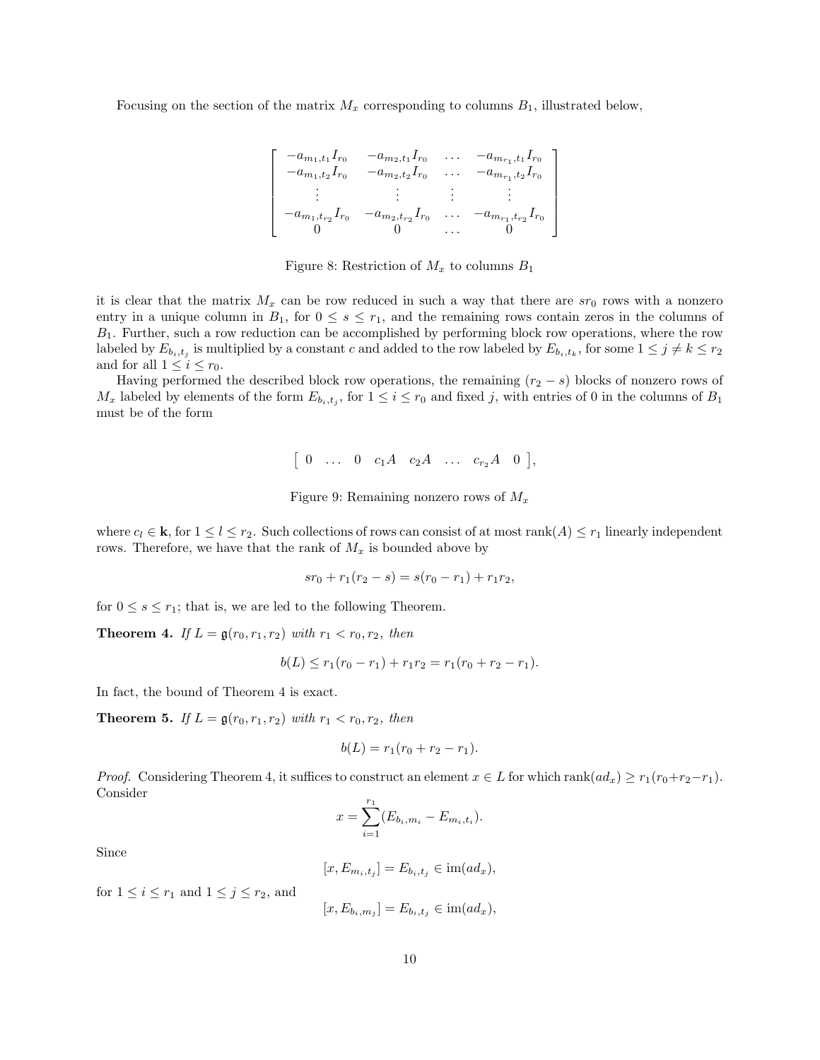Focusing on the section of the matrix $M_x$ corresponding to columns $B_1$, illustrated below,

$$
\begin{bmatrix}
-a_{m_1,t_1}I_{r_0} & -a_{m_2,t_1}I_{r_0} & \dots & -a_{m_{r_1},t_1}I_{r_0} \\
-a_{m_1,t_2}I_{r_0} & -a_{m_2,t_2}I_{r_0} & \dots & -a_{m_{r_1},t_2}I_{r_0} \\
\vdots & \vdots & \vdots & \vdots \\
-a_{m_1,t_{r_2}}I_{r_0} & -a_{m_2,t_{r_2}}I_{r_0} & \dots & -a_{m_{r_1},t_{r_2}}I_{r_0} \\
0 & 0 & \dots & 0
\end{bmatrix}
$$

Figure 8: Restriction of $M_x$ to columns $B_1$

it is clear that the matrix $M_x$ can be row reduced in such a way that there are $sr_0$ rows with a nonzero entry in a unique column in $B_1$, for $0 \leq s \leq r_1$, and the remaining rows contain zeros in the columns of $B_1$. Further, such a row reduction can be accomplished by performing block row operations, where the row labeled by $E_{b_i,t_j}$ is multiplied by a constant $c$ and added to the row labeled by $E_{b_i,t_k}$, for some $1 \leq j \neq k \leq r_2$ and for all $1 \leq i \leq r_0$.

Having performed the described block row operations, the remaining $(r_2 - s)$ blocks of nonzero rows of $M_x$ labeled by elements of the form $E_{b_i,t_j}$, for $1 \leq i \leq r_0$ and fixed $j$, with entries of 0 in the columns of $B_1$ must be of the form

$$
\begin{bmatrix} 0 & \dots & 0 & c_1A & c_2A & \dots & c_{r_2}A & 0 \end{bmatrix},
$$

Figure 9: Remaining nonzero rows of $M_x$

where $c_l \in \mathbf{k}$, for $1 \leq l \leq r_2$. Such collections of rows can consist of at most $\text{rank}(A) \leq r_1$ linearly independent rows. Therefore, we have that the rank of $M_x$ is bounded above by

$$
sr_0 + r_1(r_2 - s) = s(r_0 - r_1) + r_1r_2,
$$

for $0 \leq s \leq r_1$; that is, we are led to the following Theorem.

**Theorem 4.** *If $L = \mathfrak{g}(r_0, r_1, r_2)$ with $r_1 < r_0, r_2$, then*

$$
b(L) \leq r_1(r_0 - r_1) + r_1r_2 = r_1(r_0 + r_2 - r_1).
$$

In fact, the bound of Theorem 4 is exact.

**Theorem 5.** *If $L = \mathfrak{g}(r_0, r_1, r_2)$ with $r_1 < r_0, r_2$, then*

$$
b(L) = r_1(r_0 + r_2 - r_1).
$$

*Proof.* Considering Theorem 4, it suffices to construct an element $x \in L$ for which $\text{rank}(ad_x) \geq r_1(r_0+r_2-r_1)$. Consider

$$
x = \sum_{i=1}^{r_1}(E_{b_i,m_i} - E_{m_i,t_i}).
$$

Since

$$
[x, E_{m_i,t_j}] = E_{b_i,t_j} \in \text{im}(ad_x),
$$

for $1 \leq i \leq r_1$ and $1 \leq j \leq r_2$, and

$$
[x, E_{b_i,m_j}] = E_{b_i,t_j} \in \text{im}(ad_x),
$$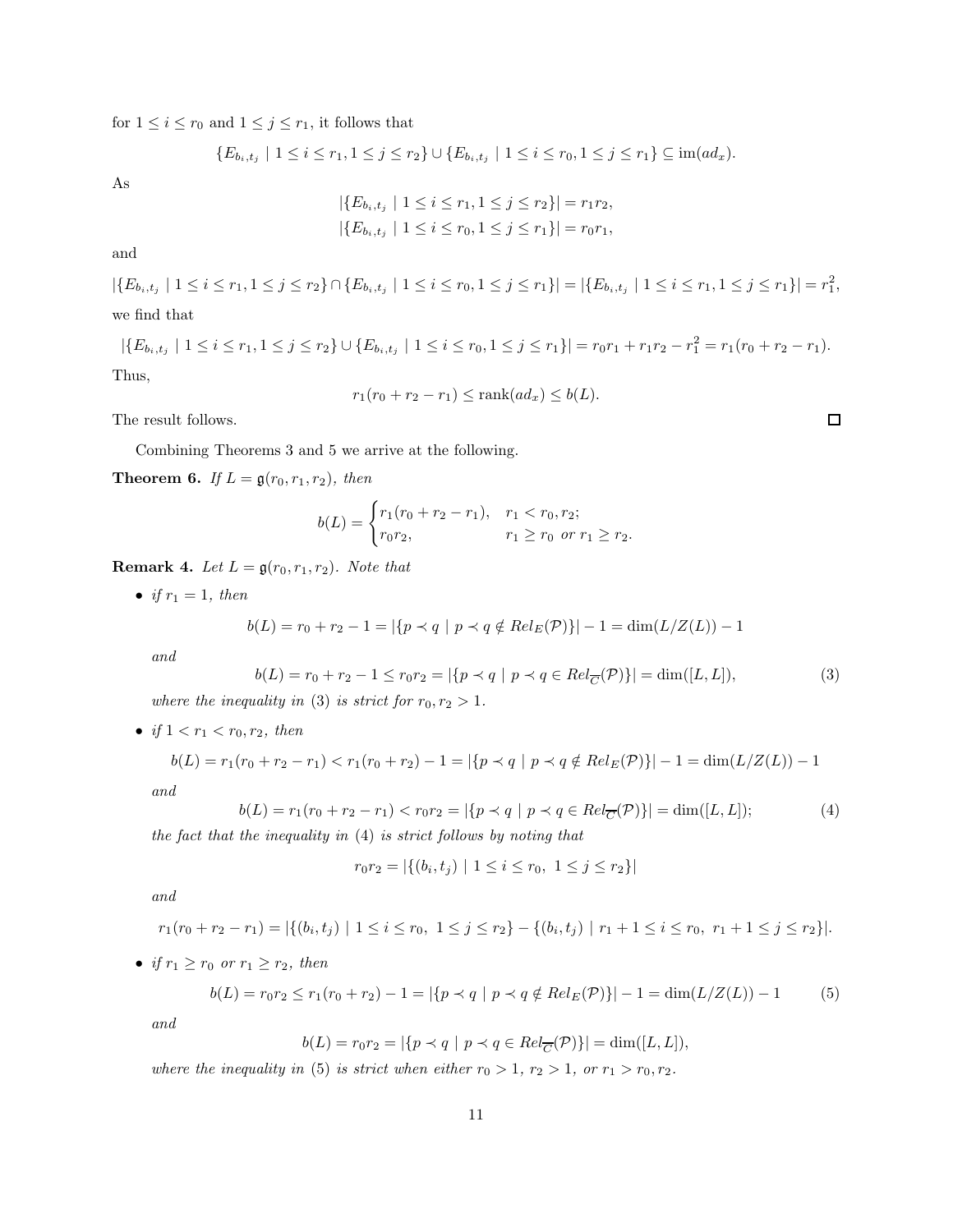for $1 \leq i \leq r_0$ and $1 \leq j \leq r_1$, it follows that

$$\{E_{b_i,t_j} \mid 1 \leq i \leq r_1, 1 \leq j \leq r_2\} \cup \{E_{b_i,t_j} \mid 1 \leq i \leq r_0, 1 \leq j \leq r_1\} \subseteq \text{im}(ad_x).$$

As

$$|\{E_{b_i,t_j} \mid 1 \leq i \leq r_1, 1 \leq j \leq r_2\}| = r_1 r_2,$$
$$|\{E_{b_i,t_j} \mid 1 \leq i \leq r_0, 1 \leq j \leq r_1\}| = r_0 r_1,$$

and

$$|\{E_{b_i,t_j} \mid 1 \leq i \leq r_1, 1 \leq j \leq r_2\} \cap \{E_{b_i,t_j} \mid 1 \leq i \leq r_0, 1 \leq j \leq r_1\}| = |\{E_{b_i,t_j} \mid 1 \leq i \leq r_1, 1 \leq j \leq r_1\}| = r_1^2,$$

we find that

$$|\{E_{b_i,t_j} \mid 1 \leq i \leq r_1, 1 \leq j \leq r_2\} \cup \{E_{b_i,t_j} \mid 1 \leq i \leq r_0, 1 \leq j \leq r_1\}| = r_0 r_1 + r_1 r_2 - r_1^2 = r_1(r_0 + r_2 - r_1).$$

Thus,

$$r_1(r_0 + r_2 - r_1) \leq \text{rank}(ad_x) \leq b(L).$$

The result follows. $\square$

Combining Theorems 3 and 5 we arrive at the following.

**Theorem 6.** *If $L = \mathfrak{g}(r_0, r_1, r_2)$, then*

$$b(L) = \begin{cases} r_1(r_0 + r_2 - r_1), & r_1 < r_0, r_2; \\ r_0 r_2, & r_1 \geq r_0 \text{ or } r_1 \geq r_2. \end{cases}$$

**Remark 4.** *Let $L = \mathfrak{g}(r_0, r_1, r_2)$. Note that*

- *if $r_1 = 1$, then*

$$b(L) = r_0 + r_2 - 1 = |\{p \prec q \mid p \prec q \notin Rel_E(\mathcal{P})\}| - 1 = \dim(L/Z(L)) - 1$$

*and*

$$b(L) = r_0 + r_2 - 1 \leq r_0 r_2 = |\{p \prec q \mid p \prec q \in Rel_{\overline{C}}(\mathcal{P})\}| = \dim([L, L]), \tag{3}$$

*where the inequality in (3) is strict for $r_0, r_2 > 1$.*

- *if $1 < r_1 < r_0, r_2$, then*

$$b(L) = r_1(r_0 + r_2 - r_1) < r_1(r_0 + r_2) - 1 = |\{p \prec q \mid p \prec q \notin Rel_E(\mathcal{P})\}| - 1 = \dim(L/Z(L)) - 1$$

*and*

$$b(L) = r_1(r_0 + r_2 - r_1) < r_0 r_2 = |\{p \prec q \mid p \prec q \in Rel_{\overline{C}}(\mathcal{P})\}| = \dim([L, L]); \tag{4}$$

*the fact that the inequality in (4) is strict follows by noting that*

$$r_0 r_2 = |\{(b_i, t_j) \mid 1 \leq i \leq r_0, \ 1 \leq j \leq r_2\}|$$

*and*

$$r_1(r_0 + r_2 - r_1) = |\{(b_i, t_j) \mid 1 \leq i \leq r_0, \ 1 \leq j \leq r_2\} - \{(b_i, t_j) \mid r_1 + 1 \leq i \leq r_0, \ r_1 + 1 \leq j \leq r_2\}|.$$

- *if $r_1 \geq r_0$ or $r_1 \geq r_2$, then*

$$b(L) = r_0 r_2 \leq r_1(r_0 + r_2) - 1 = |\{p \prec q \mid p \prec q \notin Rel_E(\mathcal{P})\}| - 1 = \dim(L/Z(L)) - 1 \tag{5}$$

*and*

$$b(L) = r_0 r_2 = |\{p \prec q \mid p \prec q \in Rel_{\overline{C}}(\mathcal{P})\}| = \dim([L, L]),$$

*where the inequality in (5) is strict when either $r_0 > 1$, $r_2 > 1$, or $r_1 > r_0, r_2$.*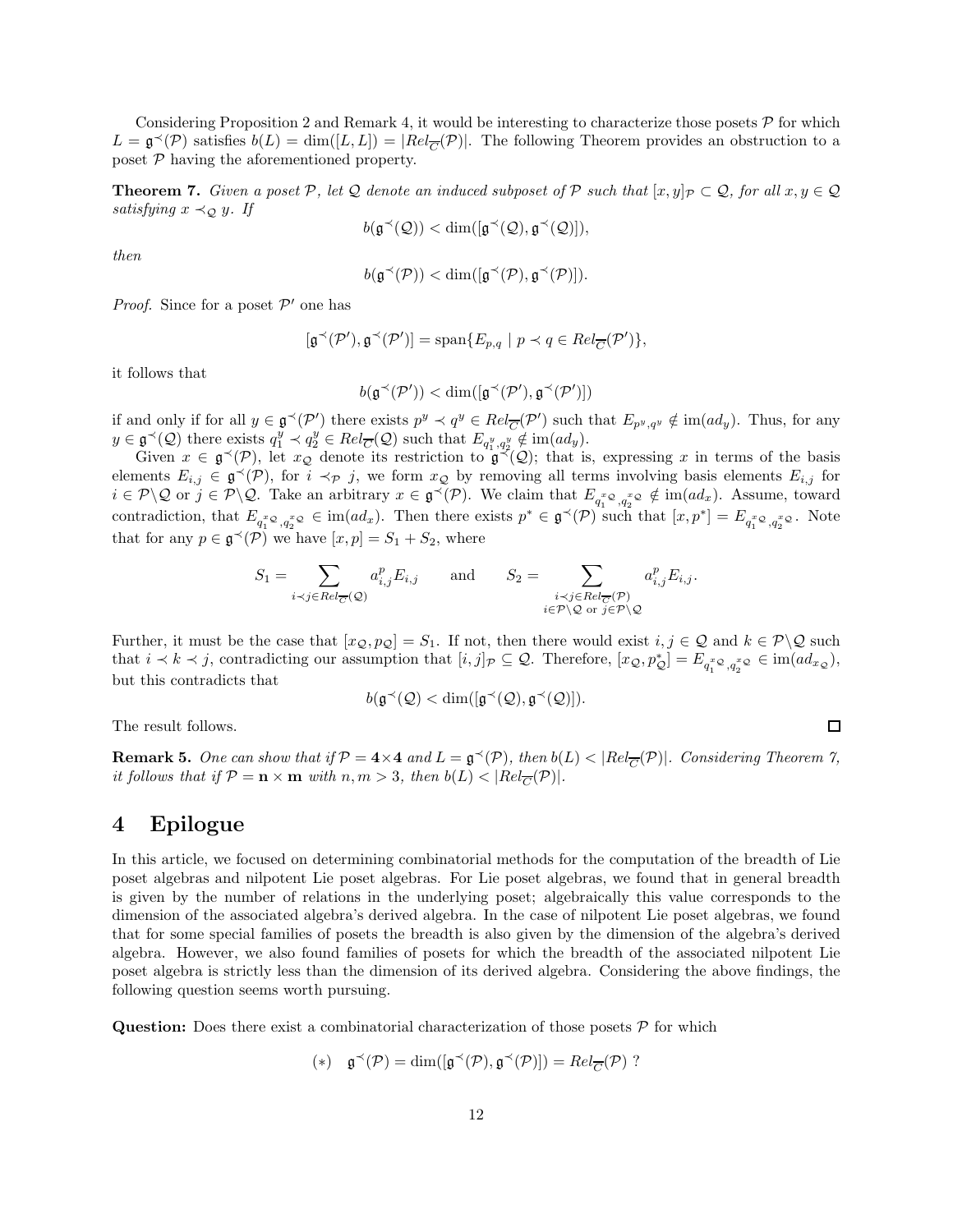Considering Proposition 2 and Remark 4, it would be interesting to characterize those posets $\mathcal{P}$ for which $L = \mathfrak{g}^{\prec}(\mathcal{P})$ satisfies $b(L) = \dim([L, L]) = |Rel_{\overline{C}}(\mathcal{P})|$. The following Theorem provides an obstruction to a poset $\mathcal{P}$ having the aforementioned property.

**Theorem 7.** *Given a poset $\mathcal{P}$, let $\mathcal{Q}$ denote an induced subposet of $\mathcal{P}$ such that $[x, y]_{\mathcal{P}} \subset \mathcal{Q}$, for all $x, y \in \mathcal{Q}$ satisfying $x \prec_{\mathcal{Q}} y$. If*

$$b(\mathfrak{g}^{\prec}(\mathcal{Q})) < \dim([\mathfrak{g}^{\prec}(\mathcal{Q}), \mathfrak{g}^{\prec}(\mathcal{Q})]),$$

*then*

$$b(\mathfrak{g}^{\prec}(\mathcal{P})) < \dim([\mathfrak{g}^{\prec}(\mathcal{P}), \mathfrak{g}^{\prec}(\mathcal{P})]).$$

*Proof.* Since for a poset $\mathcal{P}'$ one has

$$[\mathfrak{g}^{\prec}(\mathcal{P}'), \mathfrak{g}^{\prec}(\mathcal{P}')] = \mathrm{span}\{E_{p,q} \mid p \prec q \in Rel_{\overline{C}}(\mathcal{P}')\},$$

it follows that

$$b(\mathfrak{g}^{\prec}(\mathcal{P}')) < \dim([\mathfrak{g}^{\prec}(\mathcal{P}'), \mathfrak{g}^{\prec}(\mathcal{P}')])$$

if and only if for all $y \in \mathfrak{g}^{\prec}(\mathcal{P}')$ there exists $p^y \prec q^y \in Rel_{\overline{C}}(\mathcal{P}')$ such that $E_{p^y,q^y} \notin \mathrm{im}(ad_y)$. Thus, for any $y \in \mathfrak{g}^{\prec}(\mathcal{Q})$ there exists $q_1^y \prec q_2^y \in Rel_{\overline{C}}(\mathcal{Q})$ such that $E_{q_1^y,q_2^y} \notin \mathrm{im}(ad_y)$.

Given $x \in \mathfrak{g}^{\prec}(\mathcal{P})$, let $x_{\mathcal{Q}}$ denote its restriction to $\mathfrak{g}^{\prec}(\mathcal{Q})$; that is, expressing $x$ in terms of the basis elements $E_{i,j} \in \mathfrak{g}^{\prec}(\mathcal{P})$, for $i \prec_{\mathcal{P}} j$, we form $x_{\mathcal{Q}}$ by removing all terms involving basis elements $E_{i,j}$ for $i \in \mathcal{P}\backslash\mathcal{Q}$ or $j \in \mathcal{P}\backslash\mathcal{Q}$. Take an arbitrary $x \in \mathfrak{g}^{\prec}(\mathcal{P})$. We claim that $E_{q_1^{x_{\mathcal{Q}}},q_2^{x_{\mathcal{Q}}}} \notin \mathrm{im}(ad_x)$. Assume, toward contradiction, that $E_{q_1^{x_{\mathcal{Q}}},q_2^{x_{\mathcal{Q}}}} \in \mathrm{im}(ad_x)$. Then there exists $p^* \in \mathfrak{g}^{\prec}(\mathcal{P})$ such that $[x, p^*] = E_{q_1^{x_{\mathcal{Q}}},q_2^{x_{\mathcal{Q}}}}$. Note that for any $p \in \mathfrak{g}^{\prec}(\mathcal{P})$ we have $[x, p] = S_1 + S_2$, where

$$S_1 = \sum_{i \prec j \in Rel_{\overline{C}}(\mathcal{Q})} a_{i,j}^p E_{i,j} \qquad \text{and} \qquad S_2 = \sum_{\substack{i \prec j \in Rel_{\overline{C}}(\mathcal{P}) \\ i \in \mathcal{P}\backslash\mathcal{Q} \text{ or } j \in \mathcal{P}\backslash\mathcal{Q}}} a_{i,j}^p E_{i,j}.$$

Further, it must be the case that $[x_{\mathcal{Q}}, p_{\mathcal{Q}}] = S_1$. If not, then there would exist $i, j \in \mathcal{Q}$ and $k \in \mathcal{P}\backslash\mathcal{Q}$ such that $i \prec k \prec j$, contradicting our assumption that $[i, j]_{\mathcal{P}} \subseteq \mathcal{Q}$. Therefore, $[x_{\mathcal{Q}}, p^*_{\mathcal{Q}}] = E_{q_1^{x_{\mathcal{Q}}},q_2^{x_{\mathcal{Q}}}} \in \mathrm{im}(ad_{x_{\mathcal{Q}}})$, but this contradicts that

$$b(\mathfrak{g}^{\prec}(\mathcal{Q}) < \dim([\mathfrak{g}^{\prec}(\mathcal{Q}), \mathfrak{g}^{\prec}(\mathcal{Q})]).$$

The result follows. ∎

**Remark 5.** *One can show that if $\mathcal{P} = \mathbf{4}\times\mathbf{4}$ and $L = \mathfrak{g}^{\prec}(\mathcal{P})$, then $b(L) < |Rel_{\overline{C}}(\mathcal{P})|$. Considering Theorem 7, it follows that if $\mathcal{P} = \mathbf{n} \times \mathbf{m}$ with $n, m > 3$, then $b(L) < |Rel_{\overline{C}}(\mathcal{P})|$.*

# 4 Epilogue

In this article, we focused on determining combinatorial methods for the computation of the breadth of Lie poset algebras and nilpotent Lie poset algebras. For Lie poset algebras, we found that in general breadth is given by the number of relations in the underlying poset; algebraically this value corresponds to the dimension of the associated algebra's derived algebra. In the case of nilpotent Lie poset algebras, we found that for some special families of posets the breadth is also given by the dimension of the algebra's derived algebra. However, we also found families of posets for which the breadth of the associated nilpotent Lie poset algebra is strictly less than the dimension of its derived algebra. Considering the above findings, the following question seems worth pursuing.

**Question:** Does there exist a combinatorial characterization of those posets $\mathcal{P}$ for which

$$(*) \quad \mathfrak{g}^{\prec}(\mathcal{P}) = \dim([\mathfrak{g}^{\prec}(\mathcal{P}), \mathfrak{g}^{\prec}(\mathcal{P})]) = Rel_{\overline{C}}(\mathcal{P}) \ ?$$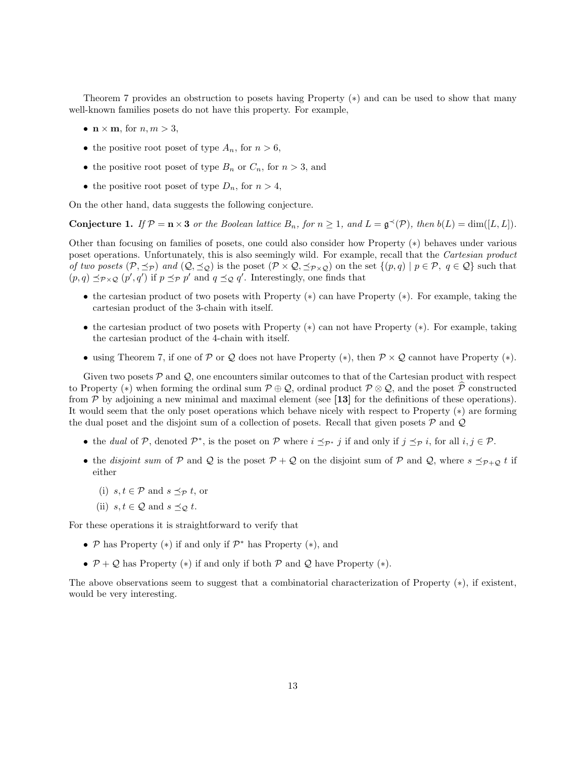Theorem 7 provides an obstruction to posets having Property $(*)$ and can be used to show that many well-known families posets do not have this property. For example,

- $\mathbf{n} \times \mathbf{m}$, for $n, m > 3$,
- the positive root poset of type $A_n$, for $n > 6$,
- the positive root poset of type $B_n$ or $C_n$, for $n > 3$, and
- the positive root poset of type $D_n$, for $n > 4$,

On the other hand, data suggests the following conjecture.

**Conjecture 1.** *If $\mathcal{P} = \mathbf{n} \times \mathbf{3}$ or the Boolean lattice $B_n$, for $n \geq 1$, and $L = \mathfrak{g}^{\prec}(\mathcal{P})$, then $b(L) = \dim([L, L])$.*

Other than focusing on families of posets, one could also consider how Property $(*)$ behaves under various poset operations. Unfortunately, this is also seemingly wild. For example, recall that the *Cartesian product of two posets $(\mathcal{P}, \preceq_{\mathcal{P}})$ and $(\mathcal{Q}, \preceq_{\mathcal{Q}})$* is the poset $(\mathcal{P} \times \mathcal{Q}, \preceq_{\mathcal{P} \times \mathcal{Q}})$ on the set $\{(p, q) \mid p \in \mathcal{P},\ q \in \mathcal{Q}\}$ such that $(p, q) \preceq_{\mathcal{P} \times \mathcal{Q}} (p', q')$ if $p \preceq_{\mathcal{P}} p'$ and $q \preceq_{\mathcal{Q}} q'$. Interestingly, one finds that

- the cartesian product of two posets with Property $(*)$ can have Property $(*)$. For example, taking the cartesian product of the 3-chain with itself.
- the cartesian product of two posets with Property $(*)$ can not have Property $(*)$. For example, taking the cartesian product of the 4-chain with itself.
- using Theorem 7, if one of $\mathcal{P}$ or $\mathcal{Q}$ does not have Property $(*)$, then $\mathcal{P} \times \mathcal{Q}$ cannot have Property $(*)$.

Given two posets $\mathcal{P}$ and $\mathcal{Q}$, one encounters similar outcomes to that of the Cartesian product with respect to Property $(*)$ when forming the ordinal sum $\mathcal{P} \oplus \mathcal{Q}$, ordinal product $\mathcal{P} \otimes \mathcal{Q}$, and the poset $\widehat{\mathcal{P}}$ constructed from $\mathcal{P}$ by adjoining a new minimal and maximal element (see **[13]** for the definitions of these operations). It would seem that the only poset operations which behave nicely with respect to Property $(*)$ are forming the dual poset and the disjoint sum of a collection of posets. Recall that given posets $\mathcal{P}$ and $\mathcal{Q}$

- the *dual* of $\mathcal{P}$, denoted $\mathcal{P}^*$, is the poset on $\mathcal{P}$ where $i \preceq_{\mathcal{P}^*} j$ if and only if $j \preceq_{\mathcal{P}} i$, for all $i, j \in \mathcal{P}$.
- the *disjoint sum* of $\mathcal{P}$ and $\mathcal{Q}$ is the poset $\mathcal{P} + \mathcal{Q}$ on the disjoint sum of $\mathcal{P}$ and $\mathcal{Q}$, where $s \preceq_{\mathcal{P}+\mathcal{Q}} t$ if either
  - (i) $s, t \in \mathcal{P}$ and $s \preceq_{\mathcal{P}} t$, or
  - (ii) $s, t \in \mathcal{Q}$ and $s \preceq_{\mathcal{Q}} t$.

For these operations it is straightforward to verify that

- $\mathcal{P}$ has Property $(*)$ if and only if $\mathcal{P}^*$ has Property $(*)$, and
- $\mathcal{P} + \mathcal{Q}$ has Property $(*)$ if and only if both $\mathcal{P}$ and $\mathcal{Q}$ have Property $(*)$.

The above observations seem to suggest that a combinatorial characterization of Property $(*)$, if existent, would be very interesting.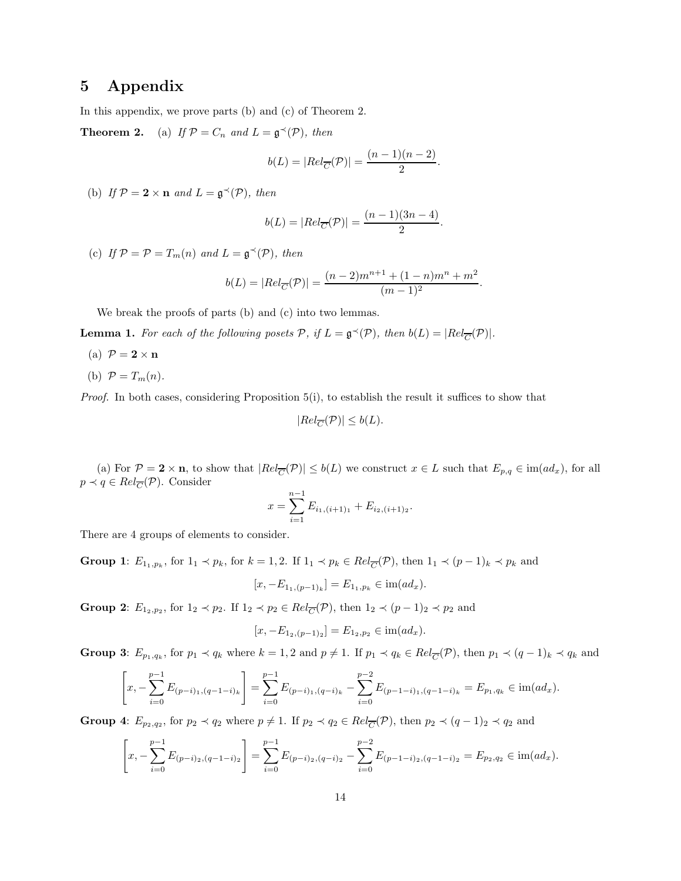# 5 Appendix

In this appendix, we prove parts (b) and (c) of Theorem 2.

**Theorem 2.** (a) *If $\mathcal{P} = C_n$ and $L = \mathfrak{g}^{\prec}(\mathcal{P})$, then*

$$b(L) = |Rel_{\overline{C}}(\mathcal{P})| = \frac{(n-1)(n-2)}{2}.$$

(b) *If $\mathcal{P} = \mathbf{2} \times \mathbf{n}$ and $L = \mathfrak{g}^{\prec}(\mathcal{P})$, then*

$$b(L) = |Rel_{\overline{C}}(\mathcal{P})| = \frac{(n-1)(3n-4)}{2}.$$

(c) *If $\mathcal{P} = \mathcal{P} = T_m(n)$ and $L = \mathfrak{g}^{\prec}(\mathcal{P})$, then*

$$b(L) = |Rel_{\overline{C}}(\mathcal{P})| = \frac{(n-2)m^{n+1} + (1-n)m^n + m^2}{(m-1)^2}.$$

We break the proofs of parts (b) and (c) into two lemmas.

**Lemma 1.** *For each of the following posets $\mathcal{P}$, if $L = \mathfrak{g}^{\prec}(\mathcal{P})$, then $b(L) = |Rel_{\overline{C}}(\mathcal{P})|$.*

(a) $\mathcal{P} = \mathbf{2} \times \mathbf{n}$

(b) $\mathcal{P} = T_m(n)$.

*Proof.* In both cases, considering Proposition 5(i), to establish the result it suffices to show that

$$|Rel_{\overline{C}}(\mathcal{P})| \leq b(L).$$

(a) For $\mathcal{P} = \mathbf{2} \times \mathbf{n}$, to show that $|Rel_{\overline{C}}(\mathcal{P})| \leq b(L)$ we construct $x \in L$ such that $E_{p,q} \in \mathrm{im}(ad_x)$, for all $p \prec q \in Rel_{\overline{C}}(\mathcal{P})$. Consider

$$x = \sum_{i=1}^{n-1} E_{i_1,(i+1)_1} + E_{i_2,(i+1)_2}.$$

There are 4 groups of elements to consider.

**Group 1**: $E_{1_1,p_k}$, for $1_1 \prec p_k$, for $k = 1, 2$. If $1_1 \prec p_k \in Rel_{\overline{C}}(\mathcal{P})$, then $1_1 \prec (p-1)_k \prec p_k$ and

$$[x, -E_{1_1,(p-1)_k}] = E_{1_1,p_k} \in \mathrm{im}(ad_x).$$

**Group 2**: $E_{1_2,p_2}$, for $1_2 \prec p_2$. If $1_2 \prec p_2 \in Rel_{\overline{C}}(\mathcal{P})$, then $1_2 \prec (p-1)_2 \prec p_2$ and

$$[x, -E_{1_2,(p-1)_2}] = E_{1_2,p_2} \in \mathrm{im}(ad_x).$$

**Group 3**: $E_{p_1,q_k}$, for $p_1 \prec q_k$ where $k = 1, 2$ and $p \neq 1$. If $p_1 \prec q_k \in Rel_{\overline{C}}(\mathcal{P})$, then $p_1 \prec (q-1)_k \prec q_k$ and

$$\left[x, -\sum_{i=0}^{p-1} E_{(p-i)_1,(q-1-i)_k}\right] = \sum_{i=0}^{p-1} E_{(p-i)_1,(q-i)_k} - \sum_{i=0}^{p-2} E_{(p-1-i)_1,(q-1-i)_k} = E_{p_1,q_k} \in \mathrm{im}(ad_x).$$

**Group 4**: $E_{p_2,q_2}$, for $p_2 \prec q_2$ where $p \neq 1$. If $p_2 \prec q_2 \in Rel_{\overline{C}}(\mathcal{P})$, then $p_2 \prec (q-1)_2 \prec q_2$ and

$$\left[x, -\sum_{i=0}^{p-1} E_{(p-i)_2,(q-1-i)_2}\right] = \sum_{i=0}^{p-1} E_{(p-i)_2,(q-i)_2} - \sum_{i=0}^{p-2} E_{(p-1-i)_2,(q-1-i)_2} = E_{p_2,q_2} \in \mathrm{im}(ad_x).$$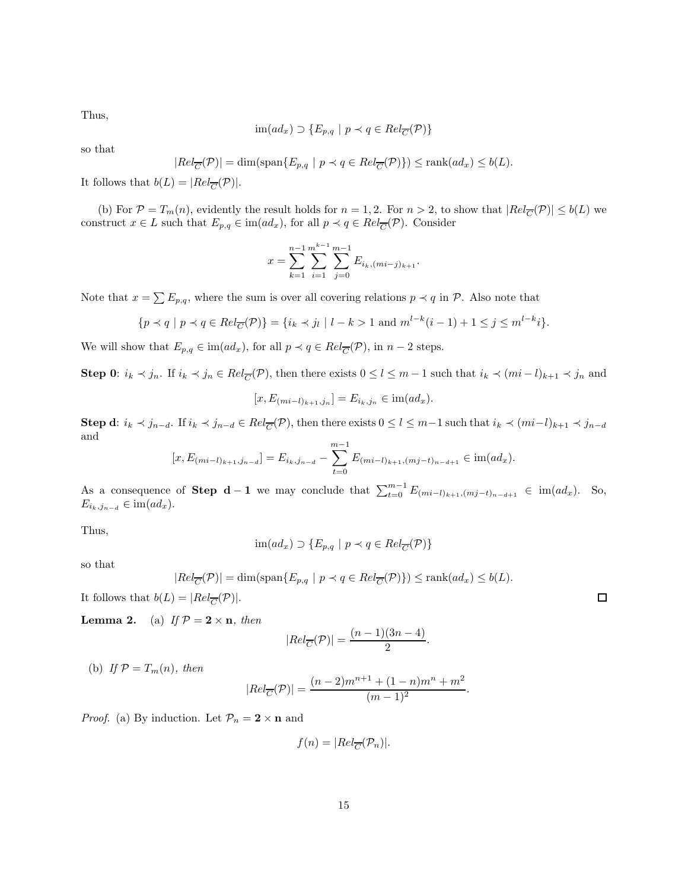Thus,

$$\operatorname{im}(ad_x) \supset \{E_{p,q} \mid p \prec q \in Rel_{\overline{C}}(\mathcal{P})\}$$

so that

$$|Rel_{\overline{C}}(\mathcal{P})| = \dim(\operatorname{span}\{E_{p,q} \mid p \prec q \in Rel_{\overline{C}}(\mathcal{P})\}) \leq \operatorname{rank}(ad_x) \leq b(L).$$

It follows that $b(L) = |Rel_{\overline{C}}(\mathcal{P})|$.

(b) For $\mathcal{P} = T_m(n)$, evidently the result holds for $n = 1, 2$. For $n > 2$, to show that $|Rel_{\overline{C}}(\mathcal{P})| \leq b(L)$ we construct $x \in L$ such that $E_{p,q} \in \operatorname{im}(ad_x)$, for all $p \prec q \in Rel_{\overline{C}}(\mathcal{P})$. Consider

$$x = \sum_{k=1}^{n-1} \sum_{i=1}^{m^{k-1}} \sum_{j=0}^{m-1} E_{i_k,(mi-j)_{k+1}}.$$

Note that $x = \sum E_{p,q}$, where the sum is over all covering relations $p \prec q$ in $\mathcal{P}$. Also note that

$$\{p \prec q \mid p \prec q \in Rel_{\overline{C}}(\mathcal{P})\} = \{i_k \prec j_l \mid l-k > 1 \text{ and } m^{l-k}(i-1)+1 \leq j \leq m^{l-k}i\}.$$

We will show that $E_{p,q} \in \operatorname{im}(ad_x)$, for all $p \prec q \in Rel_{\overline{C}}(\mathcal{P})$, in $n-2$ steps.

**Step 0**: $i_k \prec j_n$. If $i_k \prec j_n \in Rel_{\overline{C}}(\mathcal{P})$, then there exists $0 \leq l \leq m-1$ such that $i_k \prec (mi-l)_{k+1} \prec j_n$ and

$$[x, E_{(mi-l)_{k+1},j_n}] = E_{i_k,j_n} \in \operatorname{im}(ad_x).$$

**Step d**: $i_k \prec j_{n-d}$. If $i_k \prec j_{n-d} \in Rel_{\overline{C}}(\mathcal{P})$, then there exists $0 \leq l \leq m-1$ such that $i_k \prec (mi-l)_{k+1} \prec j_{n-d}$ and

$$[x, E_{(mi-l)_{k+1},j_{n-d}}] = E_{i_k,j_{n-d}} - \sum_{t=0}^{m-1} E_{(mi-l)_{k+1},(mj-t)_{n-d+1}} \in \operatorname{im}(ad_x).$$

As a consequence of **Step d − 1** we may conclude that $\sum_{t=0}^{m-1} E_{(mi-l)_{k+1},(mj-t)_{n-d+1}} \in \operatorname{im}(ad_x)$. So, $E_{i_k,j_{n-d}} \in \operatorname{im}(ad_x)$.

Thus,

$$\operatorname{im}(ad_x) \supset \{E_{p,q} \mid p \prec q \in Rel_{\overline{C}}(\mathcal{P})\}$$

so that

$$|Rel_{\overline{C}}(\mathcal{P})| = \dim(\operatorname{span}\{E_{p,q} \mid p \prec q \in Rel_{\overline{C}}(\mathcal{P})\}) \leq \operatorname{rank}(ad_x) \leq b(L).$$

It follows that $b(L) = |Rel_{\overline{C}}(\mathcal{P})|$. □

**Lemma 2.** (a) *If $\mathcal{P} = \mathbf{2} \times \mathbf{n}$, then*

$$|Rel_{\overline{C}}(\mathcal{P})| = \frac{(n-1)(3n-4)}{2}.$$

(b) *If $\mathcal{P} = T_m(n)$, then*

$$|Rel_{\overline{C}}(\mathcal{P})| = \frac{(n-2)m^{n+1} + (1-n)m^n + m^2}{(m-1)^2}.$$

*Proof.* (a) By induction. Let $\mathcal{P}_n = \mathbf{2} \times \mathbf{n}$ and

$$f(n) = |Rel_{\overline{C}}(\mathcal{P}_n)|.$$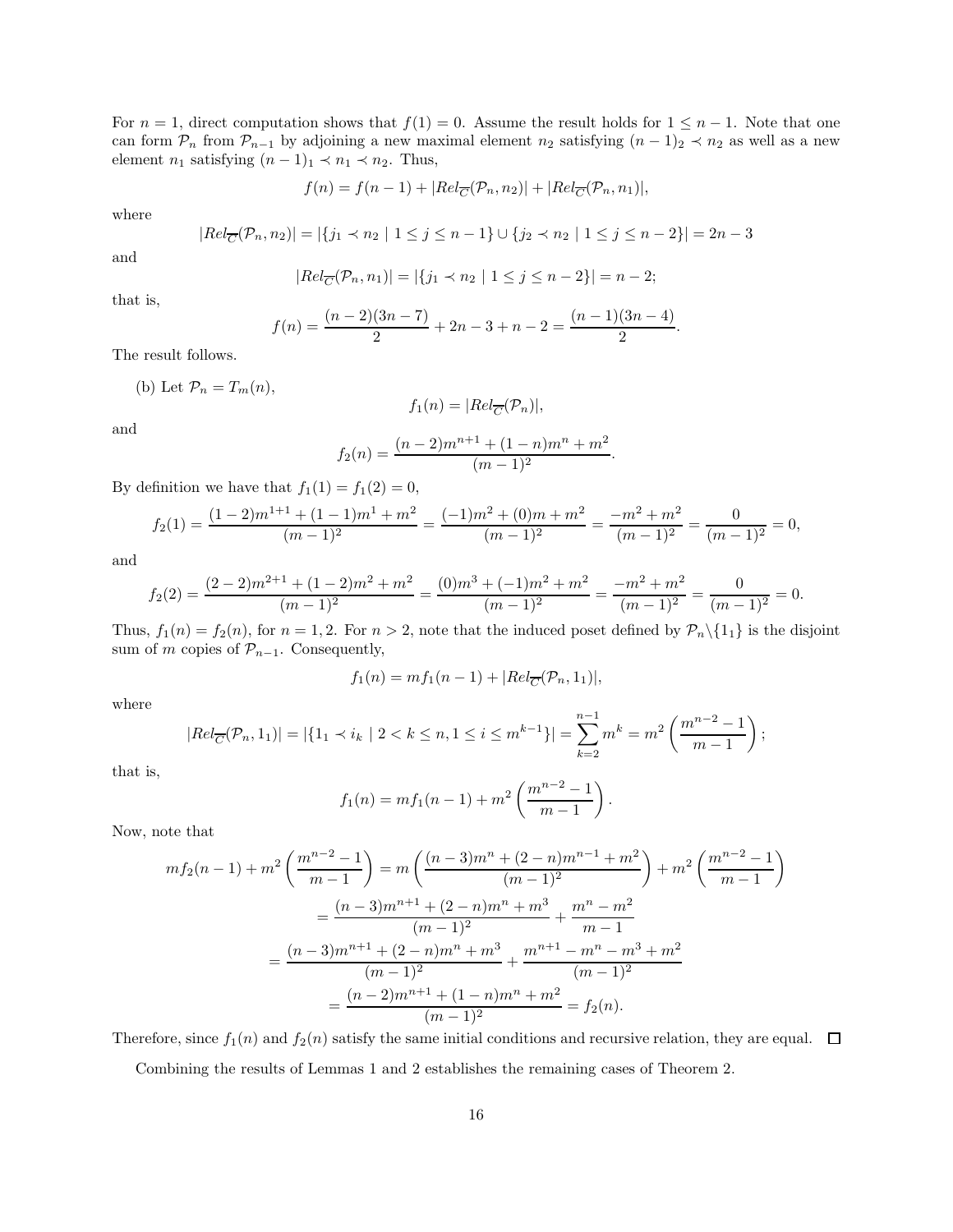For $n = 1$, direct computation shows that $f(1) = 0$. Assume the result holds for $1 \le n-1$. Note that one can form $\mathcal{P}_n$ from $\mathcal{P}_{n-1}$ by adjoining a new maximal element $n_2$ satisfying $(n-1)_2 \prec n_2$ as well as a new element $n_1$ satisfying $(n-1)_1 \prec n_1 \prec n_2$. Thus,

$$f(n) = f(n-1) + |Rel_{\overline{C}}(\mathcal{P}_n, n_2)| + |Rel_{\overline{C}}(\mathcal{P}_n, n_1)|,$$

where

$$|Rel_{\overline{C}}(\mathcal{P}_n, n_2)| = |\{j_1 \prec n_2 \mid 1 \le j \le n-1\} \cup \{j_2 \prec n_2 \mid 1 \le j \le n-2\}| = 2n-3$$

and

$$|Rel_{\overline{C}}(\mathcal{P}_n, n_1)| = |\{j_1 \prec n_2 \mid 1 \le j \le n-2\}| = n-2;$$

that is,

$$f(n) = \frac{(n-2)(3n-7)}{2} + 2n - 3 + n - 2 = \frac{(n-1)(3n-4)}{2}.$$

The result follows.

(b) Let $\mathcal{P}_n = T_m(n)$,

$$f_1(n) = |Rel_{\overline{C}}(\mathcal{P}_n)|,$$

and

$$f_2(n) = \frac{(n-2)m^{n+1} + (1-n)m^n + m^2}{(m-1)^2}.$$

By definition we have that $f_1(1) = f_1(2) = 0$,

$$f_2(1) = \frac{(1-2)m^{1+1} + (1-1)m^1 + m^2}{(m-1)^2} = \frac{(-1)m^2 + (0)m + m^2}{(m-1)^2} = \frac{-m^2 + m^2}{(m-1)^2} = \frac{0}{(m-1)^2} = 0,$$

and

$$f_2(2) = \frac{(2-2)m^{2+1} + (1-2)m^2 + m^2}{(m-1)^2} = \frac{(0)m^3 + (-1)m^2 + m^2}{(m-1)^2} = \frac{-m^2 + m^2}{(m-1)^2} = \frac{0}{(m-1)^2} = 0.$$

Thus, $f_1(n) = f_2(n)$, for $n = 1, 2$. For $n > 2$, note that the induced poset defined by $\mathcal{P}_n \backslash \{1_1\}$ is the disjoint sum of $m$ copies of $\mathcal{P}_{n-1}$. Consequently,

$$f_1(n) = mf_1(n-1) + |Rel_{\overline{C}}(\mathcal{P}_n, 1_1)|,$$

where

$$|Rel_{\overline{C}}(\mathcal{P}_n, 1_1)| = |\{1_1 \prec i_k \mid 2 < k \le n, 1 \le i \le m^{k-1}\}| = \sum_{k=2}^{n-1} m^k = m^2\left(\frac{m^{n-2}-1}{m-1}\right);$$

that is,

$$f_1(n) = mf_1(n-1) + m^2\left(\frac{m^{n-2}-1}{m-1}\right).$$

Now, note that

$$\begin{aligned}
mf_2(n-1) + m^2\left(\frac{m^{n-2}-1}{m-1}\right) &= m\left(\frac{(n-3)m^n + (2-n)m^{n-1} + m^2}{(m-1)^2}\right) + m^2\left(\frac{m^{n-2}-1}{m-1}\right) \\
&= \frac{(n-3)m^{n+1} + (2-n)m^n + m^3}{(m-1)^2} + \frac{m^n - m^2}{m-1} \\
&= \frac{(n-3)m^{n+1} + (2-n)m^n + m^3}{(m-1)^2} + \frac{m^{n+1} - m^n - m^3 + m^2}{(m-1)^2} \\
&= \frac{(n-2)m^{n+1} + (1-n)m^n + m^2}{(m-1)^2} = f_2(n).
\end{aligned}$$

Therefore, since $f_1(n)$ and $f_2(n)$ satisfy the same initial conditions and recursive relation, they are equal. $\square$

Combining the results of Lemmas 1 and 2 establishes the remaining cases of Theorem 2.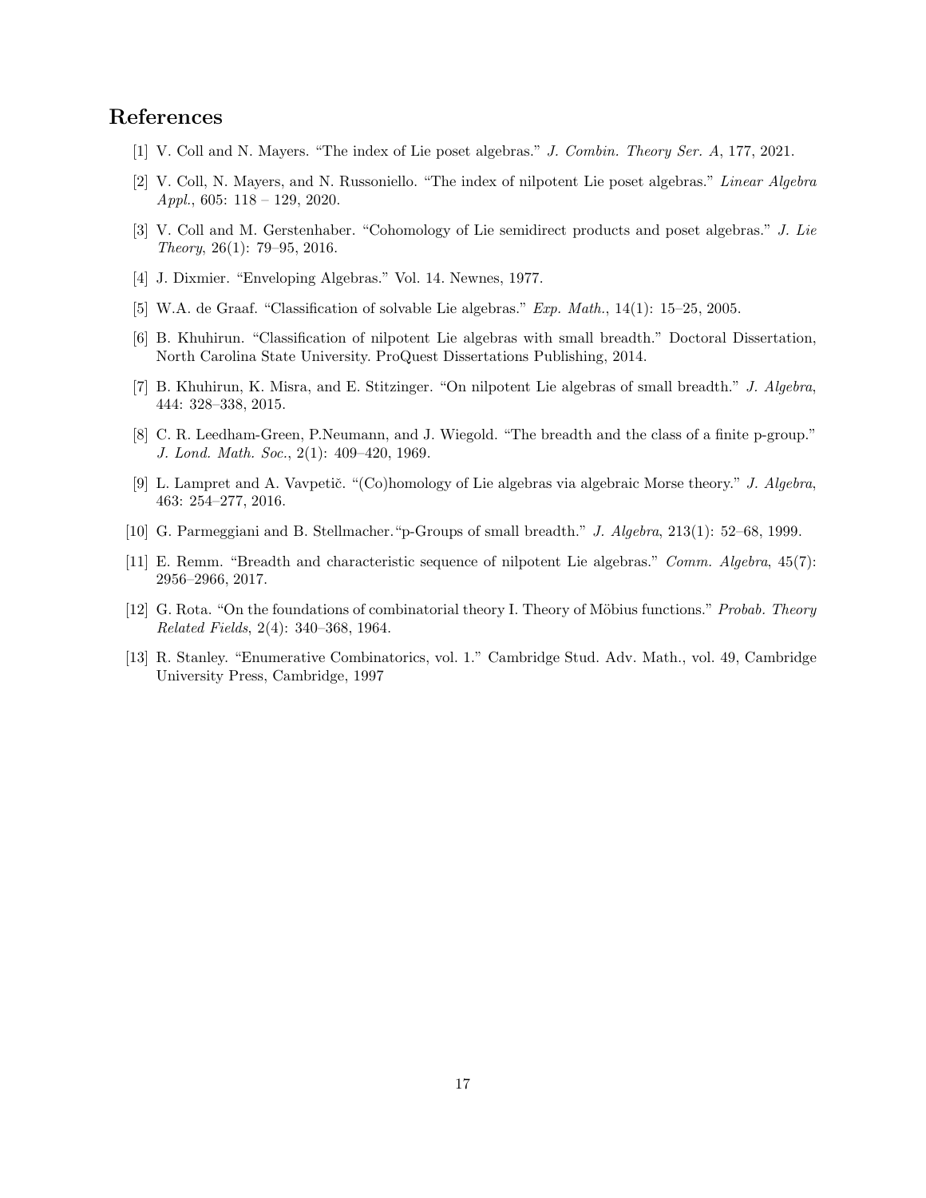## References

[1] V. Coll and N. Mayers. "The index of Lie poset algebras." *J. Combin. Theory Ser. A*, 177, 2021.

[2] V. Coll, N. Mayers, and N. Russoniello. "The index of nilpotent Lie poset algebras." *Linear Algebra Appl.*, 605: 118 – 129, 2020.

[3] V. Coll and M. Gerstenhaber. "Cohomology of Lie semidirect products and poset algebras." *J. Lie Theory*, 26(1): 79–95, 2016.

[4] J. Dixmier. "Enveloping Algebras." Vol. 14. Newnes, 1977.

[5] W.A. de Graaf. "Classification of solvable Lie algebras." *Exp. Math.*, 14(1): 15–25, 2005.

[6] B. Khuhirun. "Classification of nilpotent Lie algebras with small breadth." Doctoral Dissertation, North Carolina State University. ProQuest Dissertations Publishing, 2014.

[7] B. Khuhirun, K. Misra, and E. Stitzinger. "On nilpotent Lie algebras of small breadth." *J. Algebra*, 444: 328–338, 2015.

[8] C. R. Leedham-Green, P.Neumann, and J. Wiegold. "The breadth and the class of a finite p-group." *J. Lond. Math. Soc.*, 2(1): 409–420, 1969.

[9] L. Lampret and A. Vavpetič. "(Co)homology of Lie algebras via algebraic Morse theory." *J. Algebra*, 463: 254–277, 2016.

[10] G. Parmeggiani and B. Stellmacher."p-Groups of small breadth." *J. Algebra*, 213(1): 52–68, 1999.

[11] E. Remm. "Breadth and characteristic sequence of nilpotent Lie algebras." *Comm. Algebra*, 45(7): 2956–2966, 2017.

[12] G. Rota. "On the foundations of combinatorial theory I. Theory of Möbius functions." *Probab. Theory Related Fields*, 2(4): 340–368, 1964.

[13] R. Stanley. "Enumerative Combinatorics, vol. 1." Cambridge Stud. Adv. Math., vol. 49, Cambridge University Press, Cambridge, 1997